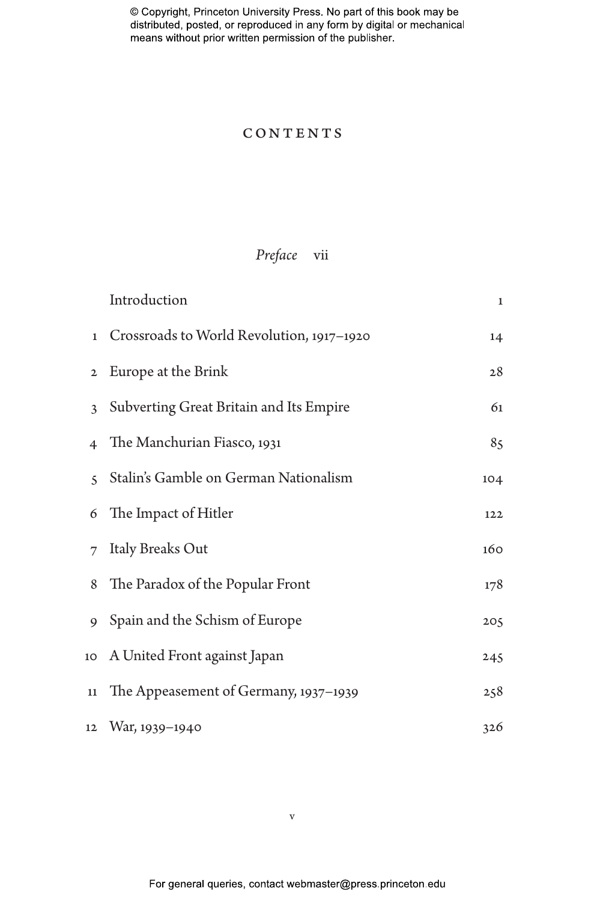# CONTENTS

*Preface* vii

| | | |
|---|---|---|
| | Introduction | 1 |
| 1 | Crossroads to World Revolution, 1917–1920 | 14 |
| 2 | Europe at the Brink | 28 |
| 3 | Subverting Great Britain and Its Empire | 61 |
| 4 | The Manchurian Fiasco, 1931 | 85 |
| 5 | Stalin's Gamble on German Nationalism | 104 |
| 6 | The Impact of Hitler | 122 |
| 7 | Italy Breaks Out | 160 |
| 8 | The Paradox of the Popular Front | 178 |
| 9 | Spain and the Schism of Europe | 205 |
| 10 | A United Front against Japan | 245 |
| 11 | The Appeasement of Germany, 1937–1939 | 258 |
| 12 | War, 1939–1940 | 326 |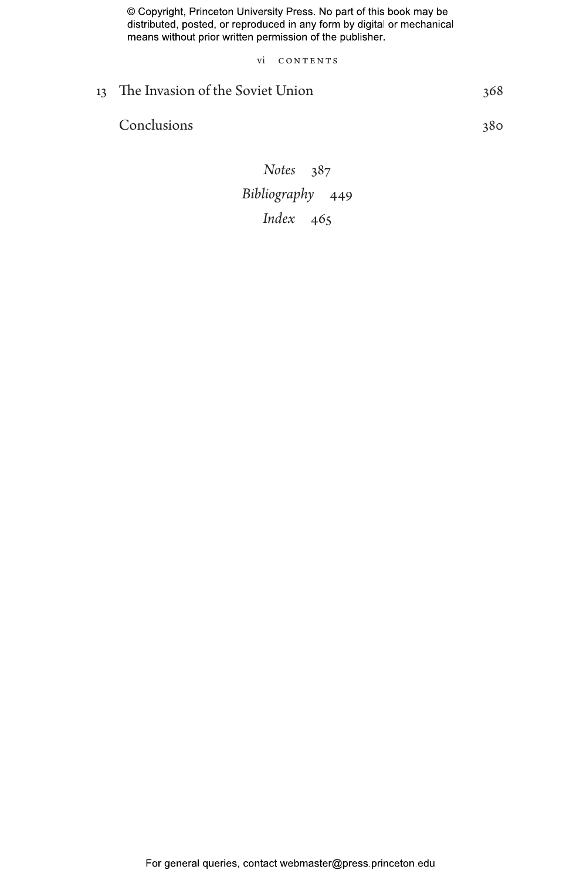13 The Invasion of the Soviet Union 368

Conclusions 380

*Notes* 387

*Bibliography* 449

*Index* 465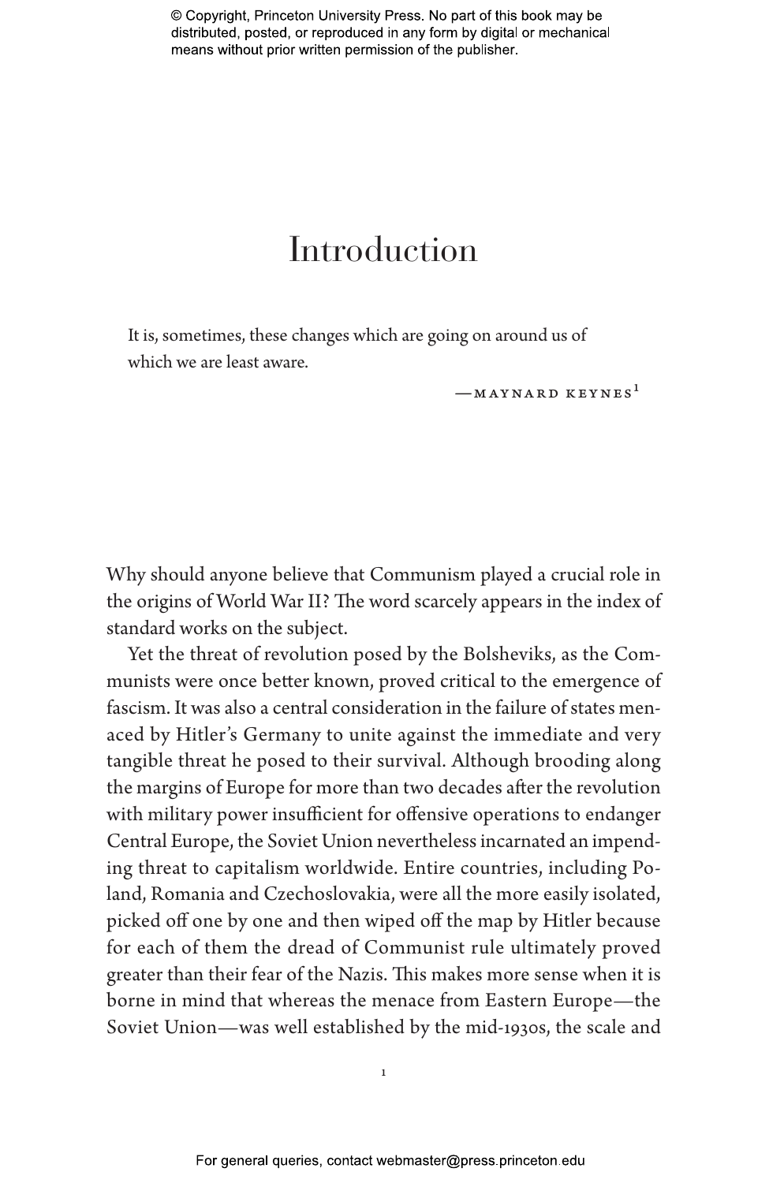# Introduction

> It is, sometimes, these changes which are going on around us of which we are least aware.
>
> —MAYNARD KEYNES[1]

Why should anyone believe that Communism played a crucial role in the origins of World War II? The word scarcely appears in the index of standard works on the subject.

Yet the threat of revolution posed by the Bolsheviks, as the Communists were once better known, proved critical to the emergence of fascism. It was also a central consideration in the failure of states menaced by Hitler's Germany to unite against the immediate and very tangible threat he posed to their survival. Although brooding along the margins of Europe for more than two decades after the revolution with military power insufficient for offensive operations to endanger Central Europe, the Soviet Union nevertheless incarnated an impending threat to capitalism worldwide. Entire countries, including Poland, Romania and Czechoslovakia, were all the more easily isolated, picked off one by one and then wiped off the map by Hitler because for each of them the dread of Communist rule ultimately proved greater than their fear of the Nazis. This makes more sense when it is borne in mind that whereas the menace from Eastern Europe—the Soviet Union—was well established by the mid-1930s, the scale and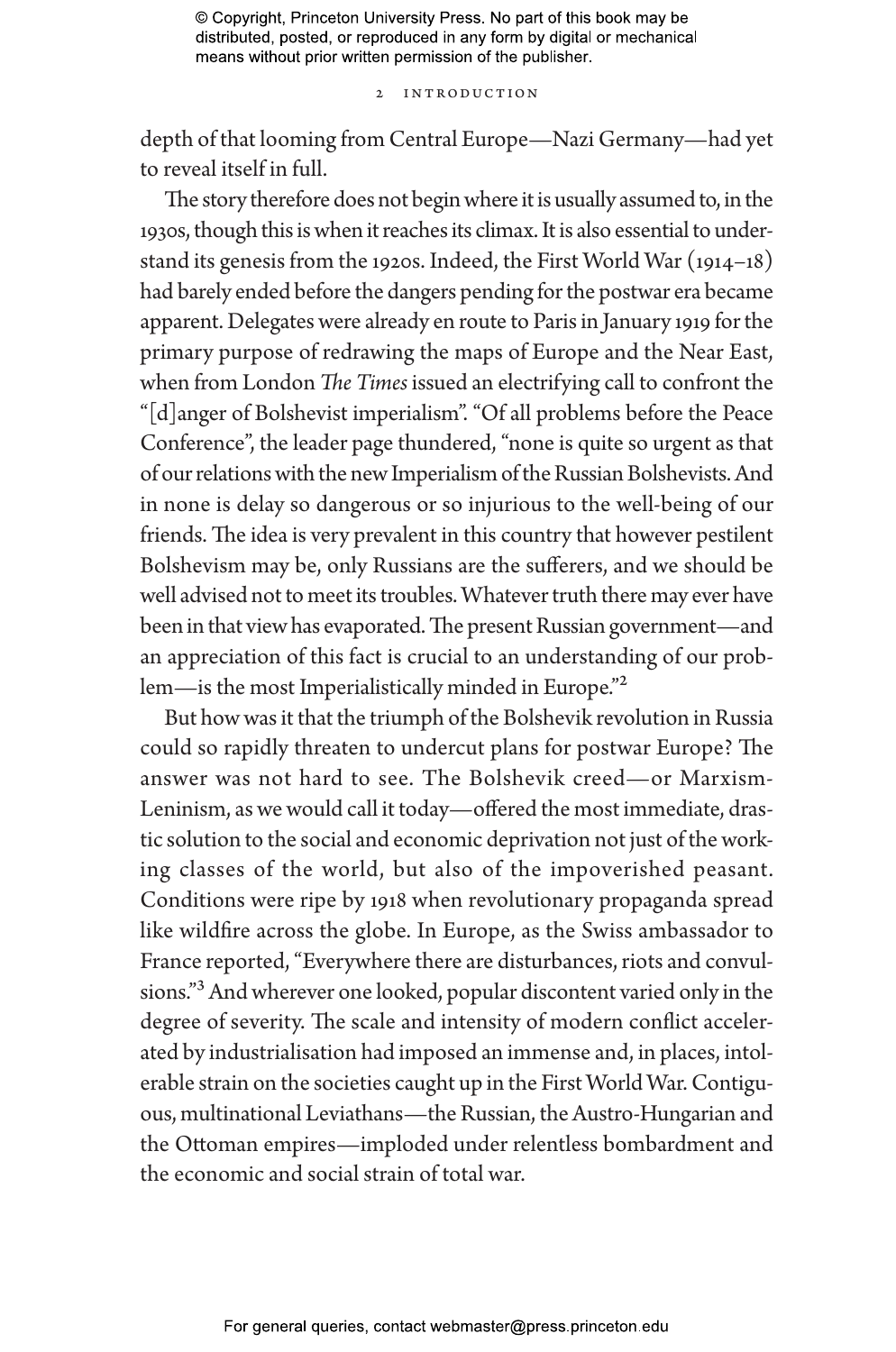depth of that looming from Central Europe—Nazi Germany—had yet to reveal itself in full.

The story therefore does not begin where it is usually assumed to, in the 1930s, though this is when it reaches its climax. It is also essential to understand its genesis from the 1920s. Indeed, the First World War (1914–18) had barely ended before the dangers pending for the postwar era became apparent. Delegates were already en route to Paris in January 1919 for the primary purpose of redrawing the maps of Europe and the Near East, when from London *The Times* issued an electrifying call to confront the "[d]anger of Bolshevist imperialism". "Of all problems before the Peace Conference", the leader page thundered, "none is quite so urgent as that of our relations with the new Imperialism of the Russian Bolshevists. And in none is delay so dangerous or so injurious to the well-being of our friends. The idea is very prevalent in this country that however pestilent Bolshevism may be, only Russians are the sufferers, and we should be well advised not to meet its troubles. Whatever truth there may ever have been in that view has evaporated. The present Russian government—and an appreciation of this fact is crucial to an understanding of our problem—is the most Imperialistically minded in Europe."[2]

But how was it that the triumph of the Bolshevik revolution in Russia could so rapidly threaten to undercut plans for postwar Europe? The answer was not hard to see. The Bolshevik creed—or Marxism-Leninism, as we would call it today—offered the most immediate, drastic solution to the social and economic deprivation not just of the working classes of the world, but also of the impoverished peasant. Conditions were ripe by 1918 when revolutionary propaganda spread like wildfire across the globe. In Europe, as the Swiss ambassador to France reported, "Everywhere there are disturbances, riots and convulsions."[3] And wherever one looked, popular discontent varied only in the degree of severity. The scale and intensity of modern conflict accelerated by industrialisation had imposed an immense and, in places, intolerable strain on the societies caught up in the First World War. Contiguous, multinational Leviathans—the Russian, the Austro-Hungarian and the Ottoman empires—imploded under relentless bombardment and the economic and social strain of total war.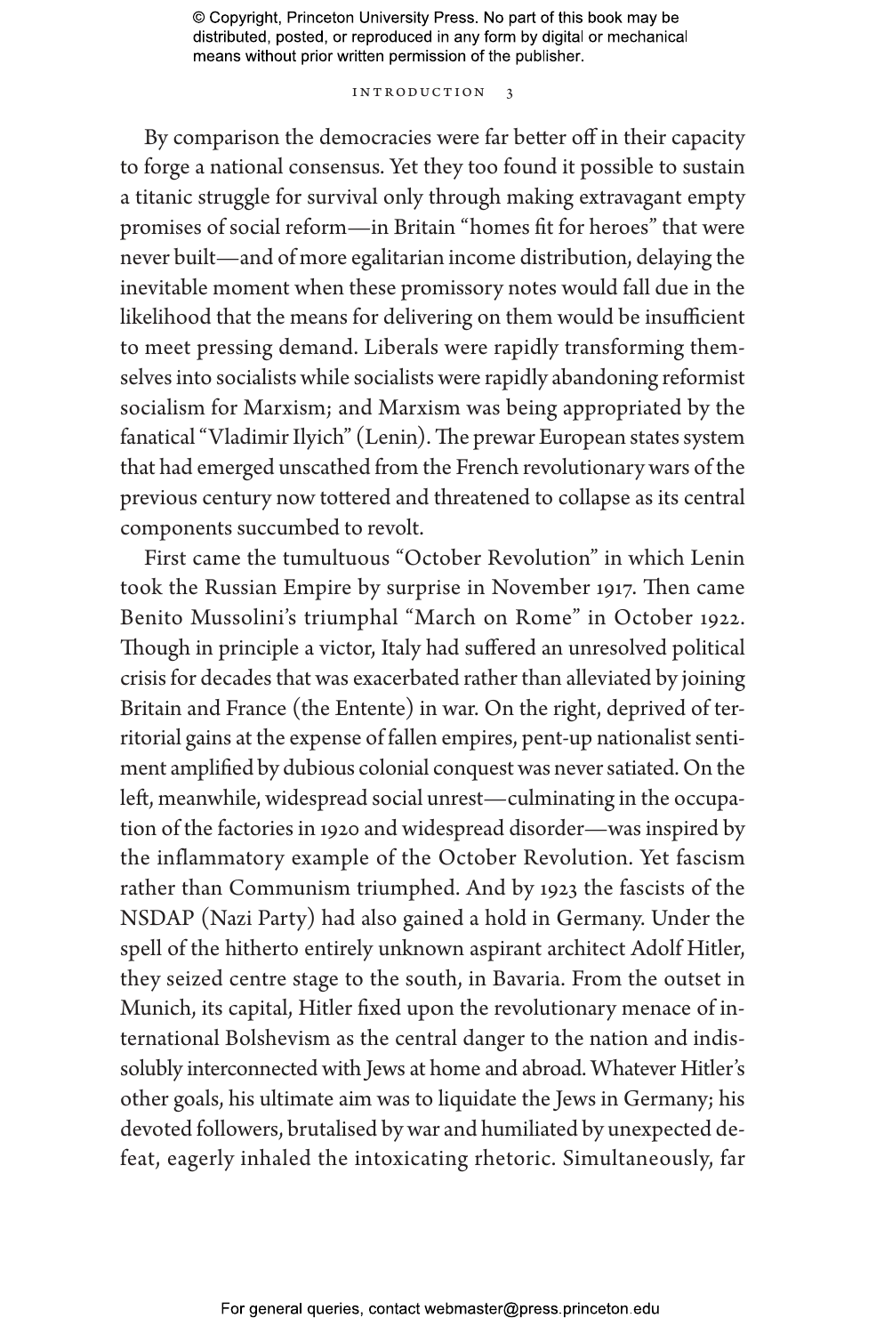By comparison the democracies were far better off in their capacity to forge a national consensus. Yet they too found it possible to sustain a titanic struggle for survival only through making extravagant empty promises of social reform—in Britain "homes fit for heroes" that were never built—and of more egalitarian income distribution, delaying the inevitable moment when these promissory notes would fall due in the likelihood that the means for delivering on them would be insufficient to meet pressing demand. Liberals were rapidly transforming themselves into socialists while socialists were rapidly abandoning reformist socialism for Marxism; and Marxism was being appropriated by the fanatical "Vladimir Ilyich" (Lenin). The prewar European states system that had emerged unscathed from the French revolutionary wars of the previous century now tottered and threatened to collapse as its central components succumbed to revolt.

First came the tumultuous "October Revolution" in which Lenin took the Russian Empire by surprise in November 1917. Then came Benito Mussolini's triumphal "March on Rome" in October 1922. Though in principle a victor, Italy had suffered an unresolved political crisis for decades that was exacerbated rather than alleviated by joining Britain and France (the Entente) in war. On the right, deprived of territorial gains at the expense of fallen empires, pent-up nationalist sentiment amplified by dubious colonial conquest was never satiated. On the left, meanwhile, widespread social unrest—culminating in the occupation of the factories in 1920 and widespread disorder—was inspired by the inflammatory example of the October Revolution. Yet fascism rather than Communism triumphed. And by 1923 the fascists of the NSDAP (Nazi Party) had also gained a hold in Germany. Under the spell of the hitherto entirely unknown aspirant architect Adolf Hitler, they seized centre stage to the south, in Bavaria. From the outset in Munich, its capital, Hitler fixed upon the revolutionary menace of international Bolshevism as the central danger to the nation and indissolubly interconnected with Jews at home and abroad. Whatever Hitler's other goals, his ultimate aim was to liquidate the Jews in Germany; his devoted followers, brutalised by war and humiliated by unexpected defeat, eagerly inhaled the intoxicating rhetoric. Simultaneously, far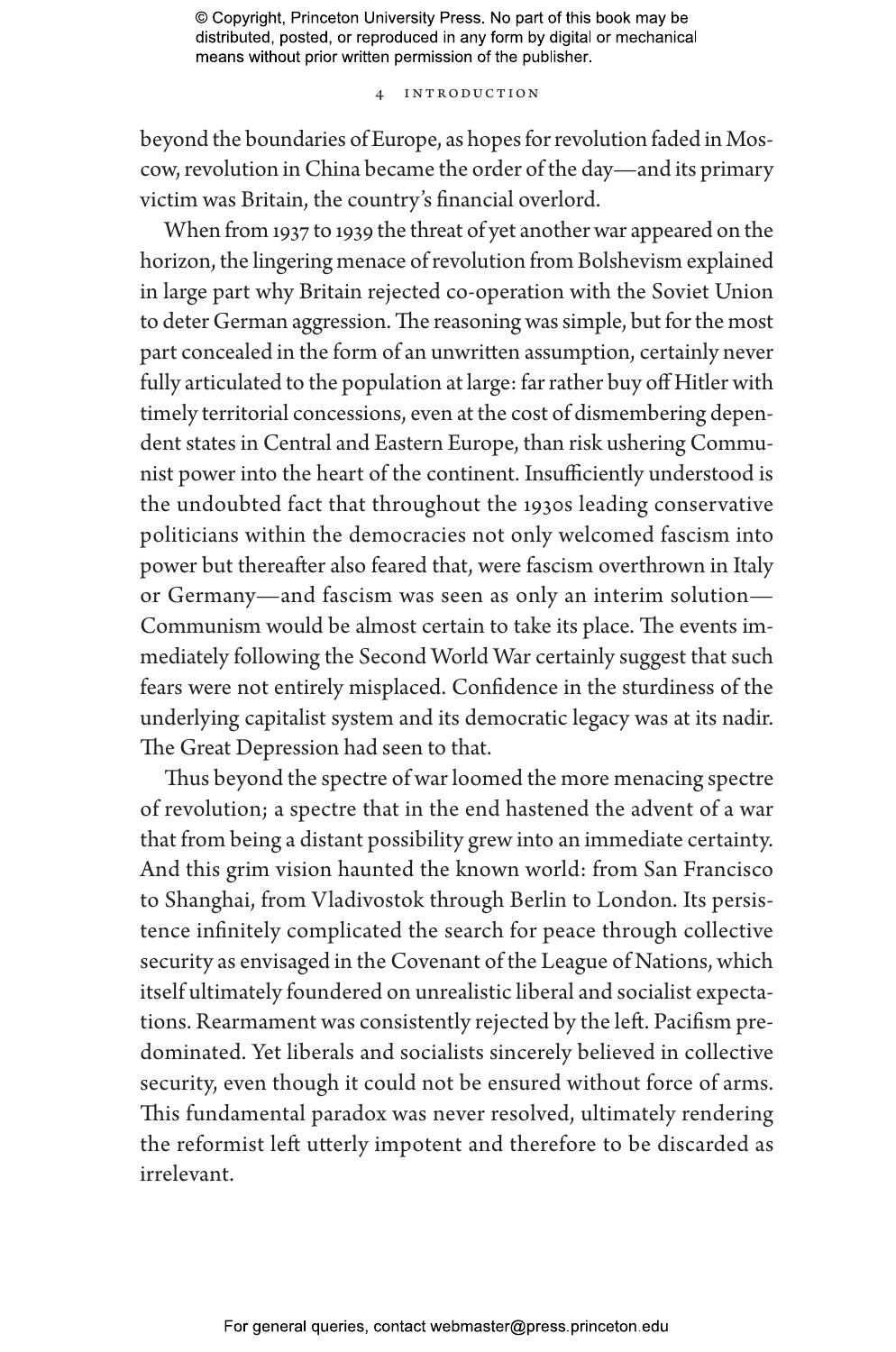beyond the boundaries of Europe, as hopes for revolution faded in Moscow, revolution in China became the order of the day—and its primary victim was Britain, the country's financial overlord.

When from 1937 to 1939 the threat of yet another war appeared on the horizon, the lingering menace of revolution from Bolshevism explained in large part why Britain rejected co-operation with the Soviet Union to deter German aggression. The reasoning was simple, but for the most part concealed in the form of an unwritten assumption, certainly never fully articulated to the population at large: far rather buy off Hitler with timely territorial concessions, even at the cost of dismembering dependent states in Central and Eastern Europe, than risk ushering Communist power into the heart of the continent. Insufficiently understood is the undoubted fact that throughout the 1930s leading conservative politicians within the democracies not only welcomed fascism into power but thereafter also feared that, were fascism overthrown in Italy or Germany—and fascism was seen as only an interim solution—Communism would be almost certain to take its place. The events immediately following the Second World War certainly suggest that such fears were not entirely misplaced. Confidence in the sturdiness of the underlying capitalist system and its democratic legacy was at its nadir. The Great Depression had seen to that.

Thus beyond the spectre of war loomed the more menacing spectre of revolution; a spectre that in the end hastened the advent of a war that from being a distant possibility grew into an immediate certainty. And this grim vision haunted the known world: from San Francisco to Shanghai, from Vladivostok through Berlin to London. Its persistence infinitely complicated the search for peace through collective security as envisaged in the Covenant of the League of Nations, which itself ultimately foundered on unrealistic liberal and socialist expectations. Rearmament was consistently rejected by the left. Pacifism predominated. Yet liberals and socialists sincerely believed in collective security, even though it could not be ensured without force of arms. This fundamental paradox was never resolved, ultimately rendering the reformist left utterly impotent and therefore to be discarded as irrelevant.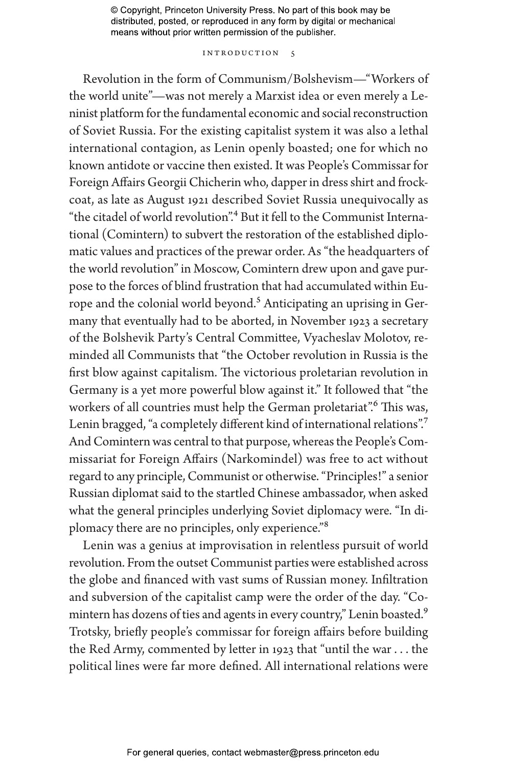Revolution in the form of Communism/Bolshevism—"Workers of the world unite"—was not merely a Marxist idea or even merely a Leninist platform for the fundamental economic and social reconstruction of Soviet Russia. For the existing capitalist system it was also a lethal international contagion, as Lenin openly boasted; one for which no known antidote or vaccine then existed. It was People's Commissar for Foreign Affairs Georgii Chicherin who, dapper in dress shirt and frockcoat, as late as August 1921 described Soviet Russia unequivocally as "the citadel of world revolution".[4] But it fell to the Communist International (Comintern) to subvert the restoration of the established diplomatic values and practices of the prewar order. As "the headquarters of the world revolution" in Moscow, Comintern drew upon and gave purpose to the forces of blind frustration that had accumulated within Europe and the colonial world beyond.[5] Anticipating an uprising in Germany that eventually had to be aborted, in November 1923 a secretary of the Bolshevik Party's Central Committee, Vyacheslav Molotov, reminded all Communists that "the October revolution in Russia is the first blow against capitalism. The victorious proletarian revolution in Germany is a yet more powerful blow against it." It followed that "the workers of all countries must help the German proletariat".[6] This was, Lenin bragged, "a completely different kind of international relations".[7] And Comintern was central to that purpose, whereas the People's Commissariat for Foreign Affairs (Narkomindel) was free to act without regard to any principle, Communist or otherwise. "Principles!" a senior Russian diplomat said to the startled Chinese ambassador, when asked what the general principles underlying Soviet diplomacy were. "In diplomacy there are no principles, only experience."[8]

Lenin was a genius at improvisation in relentless pursuit of world revolution. From the outset Communist parties were established across the globe and financed with vast sums of Russian money. Infiltration and subversion of the capitalist camp were the order of the day. "Comintern has dozens of ties and agents in every country," Lenin boasted.[9] Trotsky, briefly people's commissar for foreign affairs before building the Red Army, commented by letter in 1923 that "until the war . . . the political lines were far more defined. All international relations were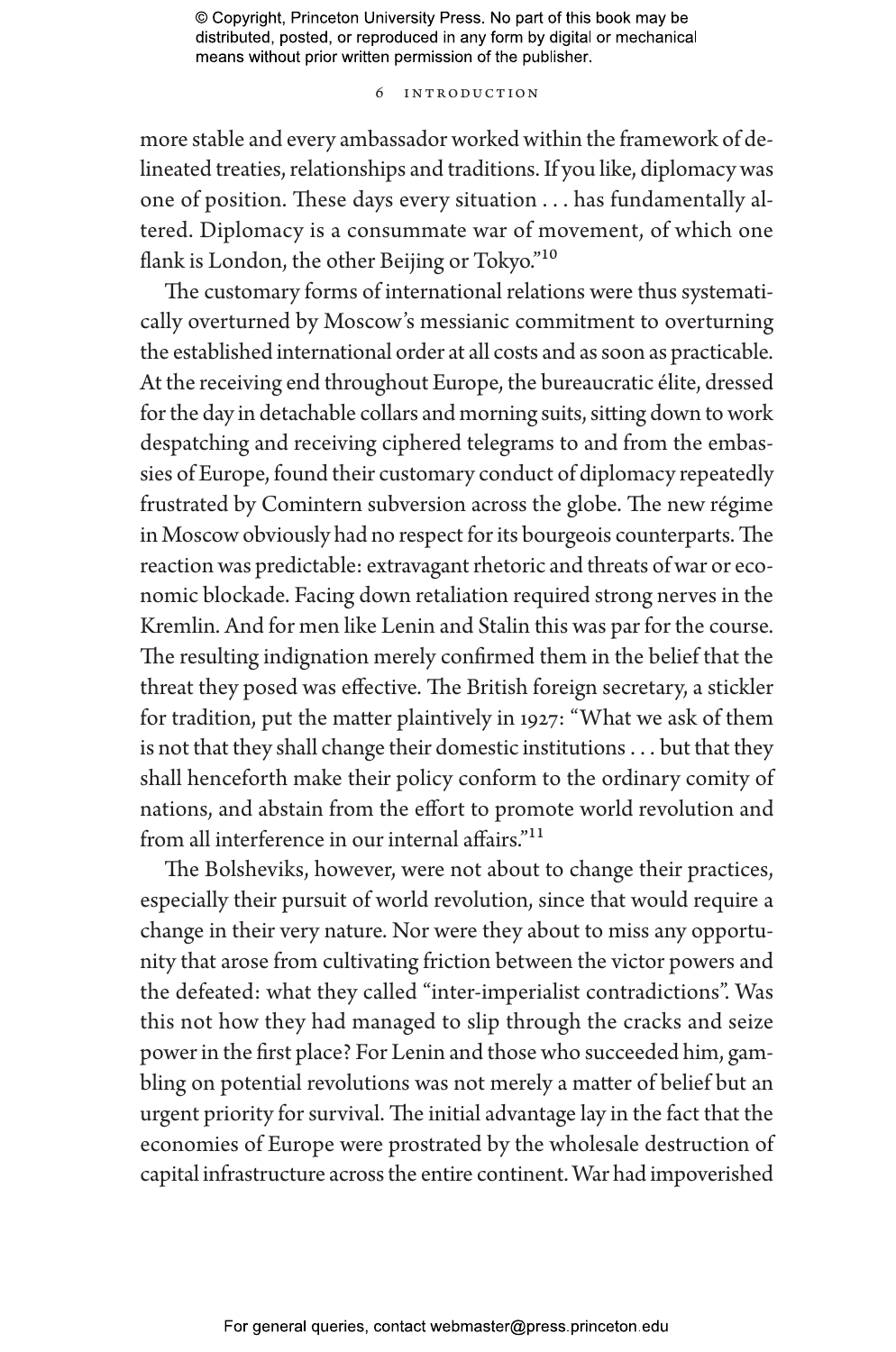more stable and every ambassador worked within the framework of delineated treaties, relationships and traditions. If you like, diplomacy was one of position. These days every situation . . . has fundamentally altered. Diplomacy is a consummate war of movement, of which one flank is London, the other Beijing or Tokyo."[10]

The customary forms of international relations were thus systematically overturned by Moscow's messianic commitment to overturning the established international order at all costs and as soon as practicable. At the receiving end throughout Europe, the bureaucratic élite, dressed for the day in detachable collars and morning suits, sitting down to work despatching and receiving ciphered telegrams to and from the embassies of Europe, found their customary conduct of diplomacy repeatedly frustrated by Comintern subversion across the globe. The new régime in Moscow obviously had no respect for its bourgeois counterparts. The reaction was predictable: extravagant rhetoric and threats of war or economic blockade. Facing down retaliation required strong nerves in the Kremlin. And for men like Lenin and Stalin this was par for the course. The resulting indignation merely confirmed them in the belief that the threat they posed was effective. The British foreign secretary, a stickler for tradition, put the matter plaintively in 1927: "What we ask of them is not that they shall change their domestic institutions . . . but that they shall henceforth make their policy conform to the ordinary comity of nations, and abstain from the effort to promote world revolution and from all interference in our internal affairs."[11]

The Bolsheviks, however, were not about to change their practices, especially their pursuit of world revolution, since that would require a change in their very nature. Nor were they about to miss any opportunity that arose from cultivating friction between the victor powers and the defeated: what they called "inter-imperialist contradictions". Was this not how they had managed to slip through the cracks and seize power in the first place? For Lenin and those who succeeded him, gambling on potential revolutions was not merely a matter of belief but an urgent priority for survival. The initial advantage lay in the fact that the economies of Europe were prostrated by the wholesale destruction of capital infrastructure across the entire continent. War had impoverished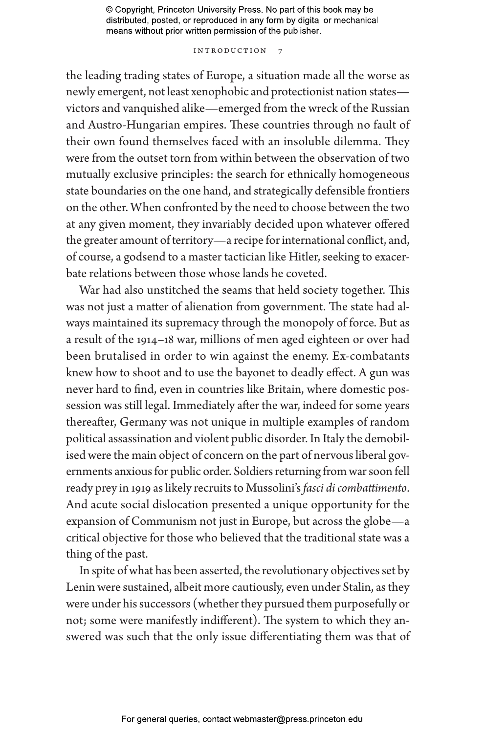the leading trading states of Europe, a situation made all the worse as newly emergent, not least xenophobic and protectionist nation states—victors and vanquished alike—emerged from the wreck of the Russian and Austro-Hungarian empires. These countries through no fault of their own found themselves faced with an insoluble dilemma. They were from the outset torn from within between the observation of two mutually exclusive principles: the search for ethnically homogeneous state boundaries on the one hand, and strategically defensible frontiers on the other. When confronted by the need to choose between the two at any given moment, they invariably decided upon whatever offered the greater amount of territory—a recipe for international conflict, and, of course, a godsend to a master tactician like Hitler, seeking to exacerbate relations between those whose lands he coveted.

War had also unstitched the seams that held society together. This was not just a matter of alienation from government. The state had always maintained its supremacy through the monopoly of force. But as a result of the 1914–18 war, millions of men aged eighteen or over had been brutalised in order to win against the enemy. Ex-combatants knew how to shoot and to use the bayonet to deadly effect. A gun was never hard to find, even in countries like Britain, where domestic possession was still legal. Immediately after the war, indeed for some years thereafter, Germany was not unique in multiple examples of random political assassination and violent public disorder. In Italy the demobilised were the main object of concern on the part of nervous liberal governments anxious for public order. Soldiers returning from war soon fell ready prey in 1919 as likely recruits to Mussolini's *fasci di combattimento*. And acute social dislocation presented a unique opportunity for the expansion of Communism not just in Europe, but across the globe—a critical objective for those who believed that the traditional state was a thing of the past.

In spite of what has been asserted, the revolutionary objectives set by Lenin were sustained, albeit more cautiously, even under Stalin, as they were under his successors (whether they pursued them purposefully or not; some were manifestly indifferent). The system to which they answered was such that the only issue differentiating them was that of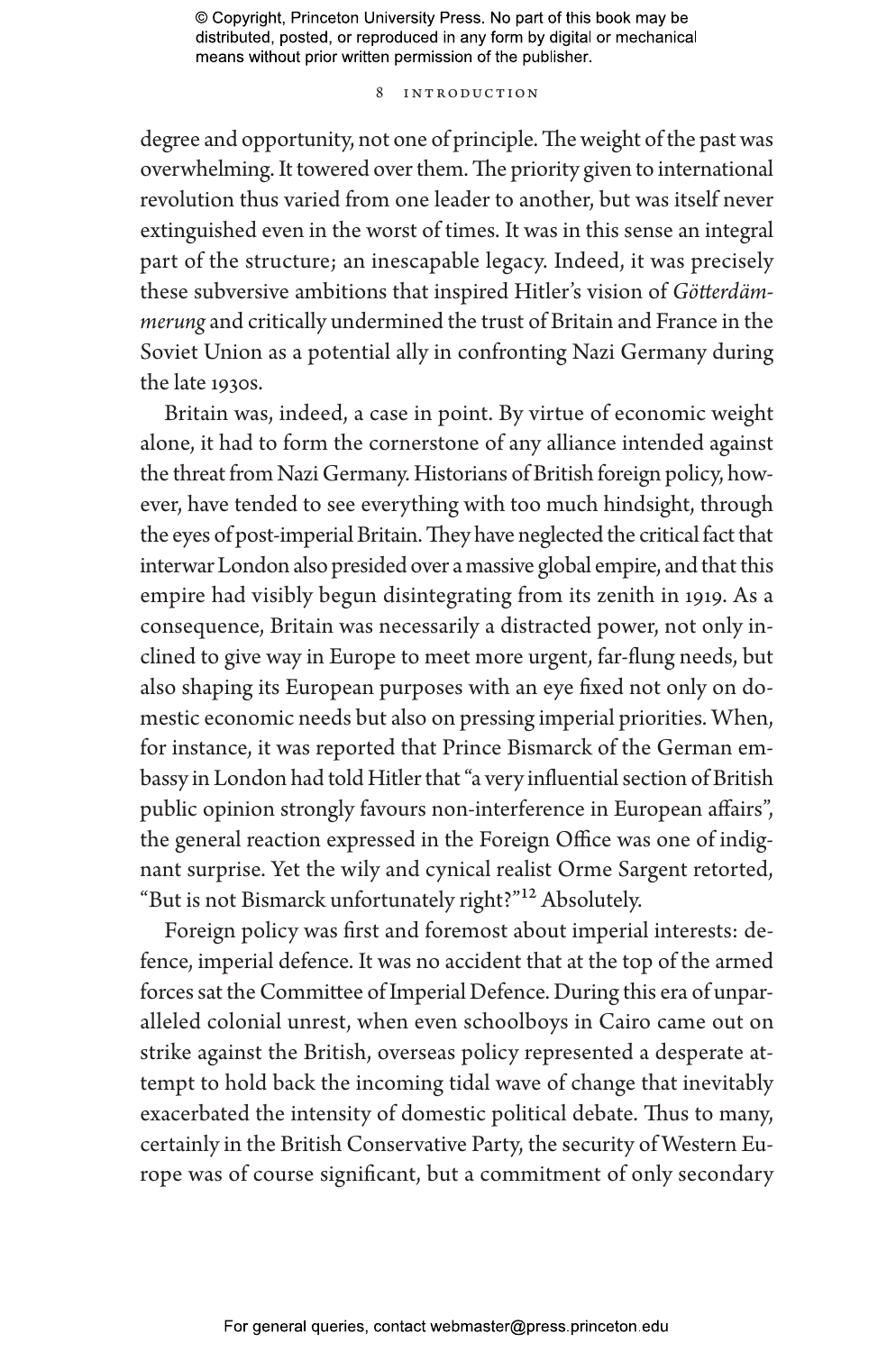degree and opportunity, not one of principle. The weight of the past was overwhelming. It towered over them. The priority given to international revolution thus varied from one leader to another, but was itself never extinguished even in the worst of times. It was in this sense an integral part of the structure; an inescapable legacy. Indeed, it was precisely these subversive ambitions that inspired Hitler's vision of *Götterdämmerung* and critically undermined the trust of Britain and France in the Soviet Union as a potential ally in confronting Nazi Germany during the late 1930s.

Britain was, indeed, a case in point. By virtue of economic weight alone, it had to form the cornerstone of any alliance intended against the threat from Nazi Germany. Historians of British foreign policy, however, have tended to see everything with too much hindsight, through the eyes of post-imperial Britain. They have neglected the critical fact that interwar London also presided over a massive global empire, and that this empire had visibly begun disintegrating from its zenith in 1919. As a consequence, Britain was necessarily a distracted power, not only inclined to give way in Europe to meet more urgent, far-flung needs, but also shaping its European purposes with an eye fixed not only on domestic economic needs but also on pressing imperial priorities. When, for instance, it was reported that Prince Bismarck of the German embassy in London had told Hitler that "a very influential section of British public opinion strongly favours non-interference in European affairs", the general reaction expressed in the Foreign Office was one of indignant surprise. Yet the wily and cynical realist Orme Sargent retorted, "But is not Bismarck unfortunately right?"[12] Absolutely.

Foreign policy was first and foremost about imperial interests: defence, imperial defence. It was no accident that at the top of the armed forces sat the Committee of Imperial Defence. During this era of unparalleled colonial unrest, when even schoolboys in Cairo came out on strike against the British, overseas policy represented a desperate attempt to hold back the incoming tidal wave of change that inevitably exacerbated the intensity of domestic political debate. Thus to many, certainly in the British Conservative Party, the security of Western Europe was of course significant, but a commitment of only secondary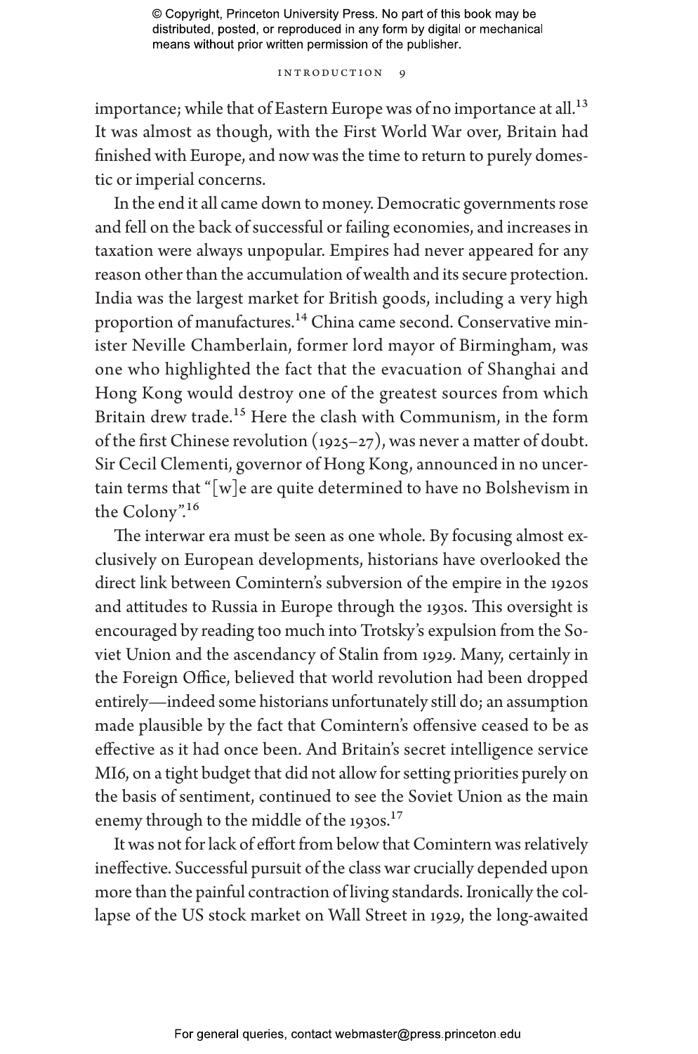importance; while that of Eastern Europe was of no importance at all.[13] It was almost as though, with the First World War over, Britain had finished with Europe, and now was the time to return to purely domestic or imperial concerns.

In the end it all came down to money. Democratic governments rose and fell on the back of successful or failing economies, and increases in taxation were always unpopular. Empires had never appeared for any reason other than the accumulation of wealth and its secure protection. India was the largest market for British goods, including a very high proportion of manufactures.[14] China came second. Conservative minister Neville Chamberlain, former lord mayor of Birmingham, was one who highlighted the fact that the evacuation of Shanghai and Hong Kong would destroy one of the greatest sources from which Britain drew trade.[15] Here the clash with Communism, in the form of the first Chinese revolution (1925–27), was never a matter of doubt. Sir Cecil Clementi, governor of Hong Kong, announced in no uncertain terms that "[w]e are quite determined to have no Bolshevism in the Colony".[16]

The interwar era must be seen as one whole. By focusing almost exclusively on European developments, historians have overlooked the direct link between Comintern's subversion of the empire in the 1920s and attitudes to Russia in Europe through the 1930s. This oversight is encouraged by reading too much into Trotsky's expulsion from the Soviet Union and the ascendancy of Stalin from 1929. Many, certainly in the Foreign Office, believed that world revolution had been dropped entirely—indeed some historians unfortunately still do; an assumption made plausible by the fact that Comintern's offensive ceased to be as effective as it had once been. And Britain's secret intelligence service MI6, on a tight budget that did not allow for setting priorities purely on the basis of sentiment, continued to see the Soviet Union as the main enemy through to the middle of the 1930s.[17]

It was not for lack of effort from below that Comintern was relatively ineffective. Successful pursuit of the class war crucially depended upon more than the painful contraction of living standards. Ironically the collapse of the US stock market on Wall Street in 1929, the long-awaited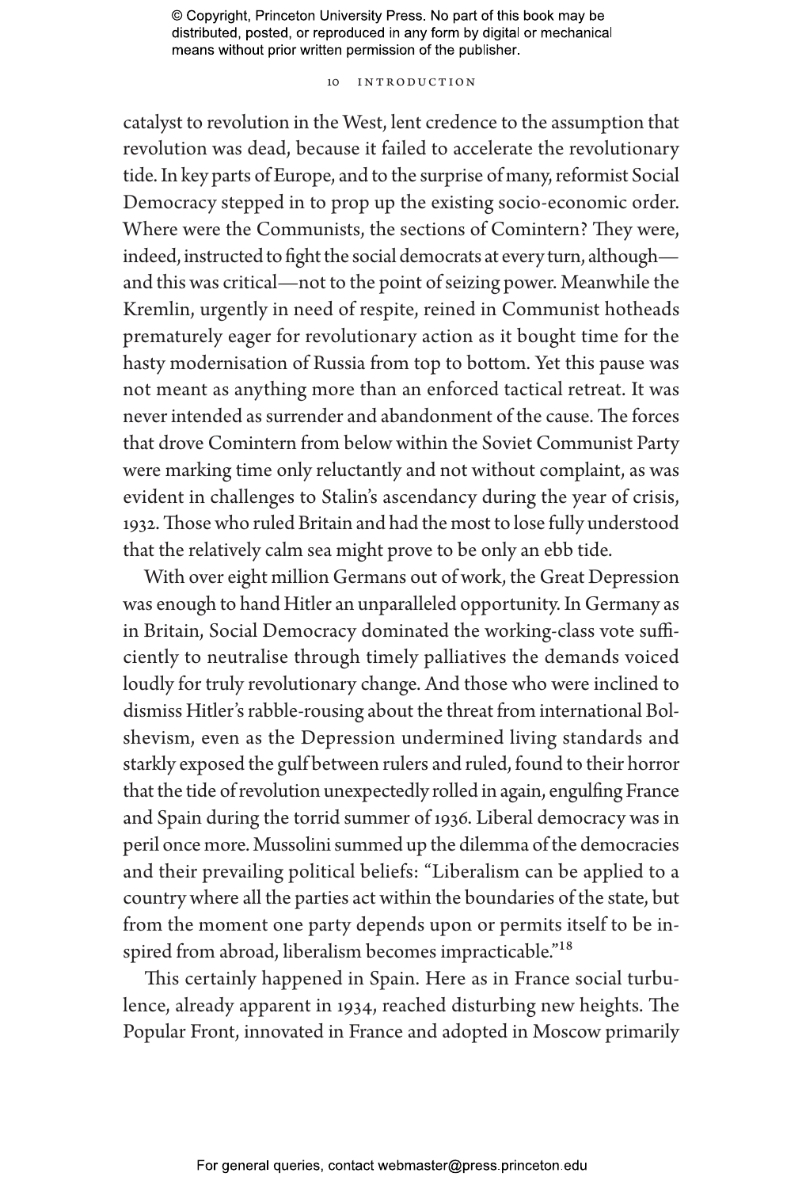catalyst to revolution in the West, lent credence to the assumption that revolution was dead, because it failed to accelerate the revolutionary tide. In key parts of Europe, and to the surprise of many, reformist Social Democracy stepped in to prop up the existing socio-economic order. Where were the Communists, the sections of Comintern? They were, indeed, instructed to fight the social democrats at every turn, although—and this was critical—not to the point of seizing power. Meanwhile the Kremlin, urgently in need of respite, reined in Communist hotheads prematurely eager for revolutionary action as it bought time for the hasty modernisation of Russia from top to bottom. Yet this pause was not meant as anything more than an enforced tactical retreat. It was never intended as surrender and abandonment of the cause. The forces that drove Comintern from below within the Soviet Communist Party were marking time only reluctantly and not without complaint, as was evident in challenges to Stalin's ascendancy during the year of crisis, 1932. Those who ruled Britain and had the most to lose fully understood that the relatively calm sea might prove to be only an ebb tide.

With over eight million Germans out of work, the Great Depression was enough to hand Hitler an unparalleled opportunity. In Germany as in Britain, Social Democracy dominated the working-class vote sufficiently to neutralise through timely palliatives the demands voiced loudly for truly revolutionary change. And those who were inclined to dismiss Hitler's rabble-rousing about the threat from international Bolshevism, even as the Depression undermined living standards and starkly exposed the gulf between rulers and ruled, found to their horror that the tide of revolution unexpectedly rolled in again, engulfing France and Spain during the torrid summer of 1936. Liberal democracy was in peril once more. Mussolini summed up the dilemma of the democracies and their prevailing political beliefs: "Liberalism can be applied to a country where all the parties act within the boundaries of the state, but from the moment one party depends upon or permits itself to be inspired from abroad, liberalism becomes impracticable."[18]

This certainly happened in Spain. Here as in France social turbulence, already apparent in 1934, reached disturbing new heights. The Popular Front, innovated in France and adopted in Moscow primarily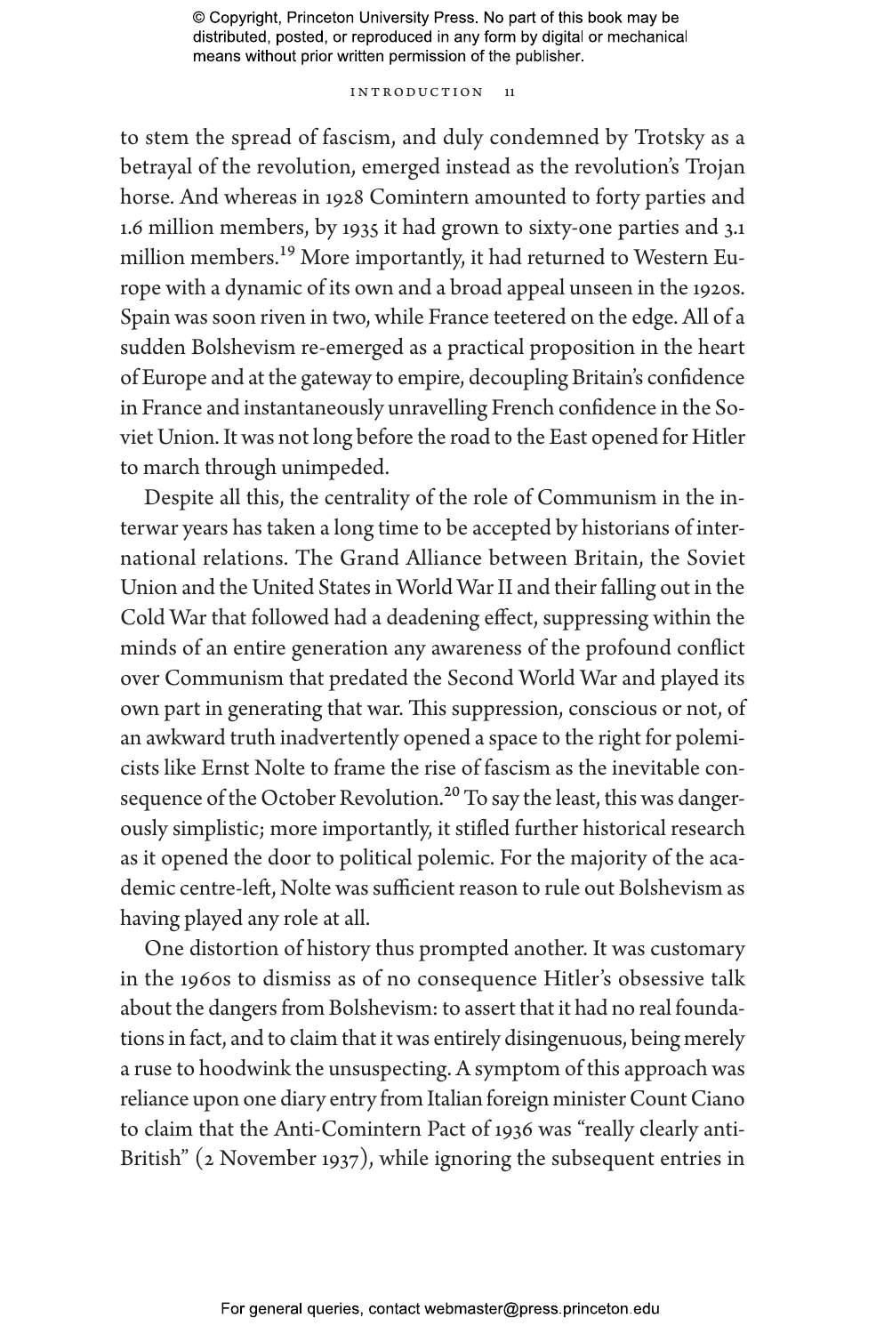to stem the spread of fascism, and duly condemned by Trotsky as a betrayal of the revolution, emerged instead as the revolution's Trojan horse. And whereas in 1928 Comintern amounted to forty parties and 1.6 million members, by 1935 it had grown to sixty-one parties and 3.1 million members.[19] More importantly, it had returned to Western Europe with a dynamic of its own and a broad appeal unseen in the 1920s. Spain was soon riven in two, while France teetered on the edge. All of a sudden Bolshevism re-emerged as a practical proposition in the heart of Europe and at the gateway to empire, decoupling Britain's confidence in France and instantaneously unravelling French confidence in the Soviet Union. It was not long before the road to the East opened for Hitler to march through unimpeded.

Despite all this, the centrality of the role of Communism in the interwar years has taken a long time to be accepted by historians of international relations. The Grand Alliance between Britain, the Soviet Union and the United States in World War II and their falling out in the Cold War that followed had a deadening effect, suppressing within the minds of an entire generation any awareness of the profound conflict over Communism that predated the Second World War and played its own part in generating that war. This suppression, conscious or not, of an awkward truth inadvertently opened a space to the right for polemicists like Ernst Nolte to frame the rise of fascism as the inevitable consequence of the October Revolution.[20] To say the least, this was dangerously simplistic; more importantly, it stifled further historical research as it opened the door to political polemic. For the majority of the academic centre-left, Nolte was sufficient reason to rule out Bolshevism as having played any role at all.

One distortion of history thus prompted another. It was customary in the 1960s to dismiss as of no consequence Hitler's obsessive talk about the dangers from Bolshevism: to assert that it had no real foundations in fact, and to claim that it was entirely disingenuous, being merely a ruse to hoodwink the unsuspecting. A symptom of this approach was reliance upon one diary entry from Italian foreign minister Count Ciano to claim that the Anti-Comintern Pact of 1936 was "really clearly anti-British" (2 November 1937), while ignoring the subsequent entries in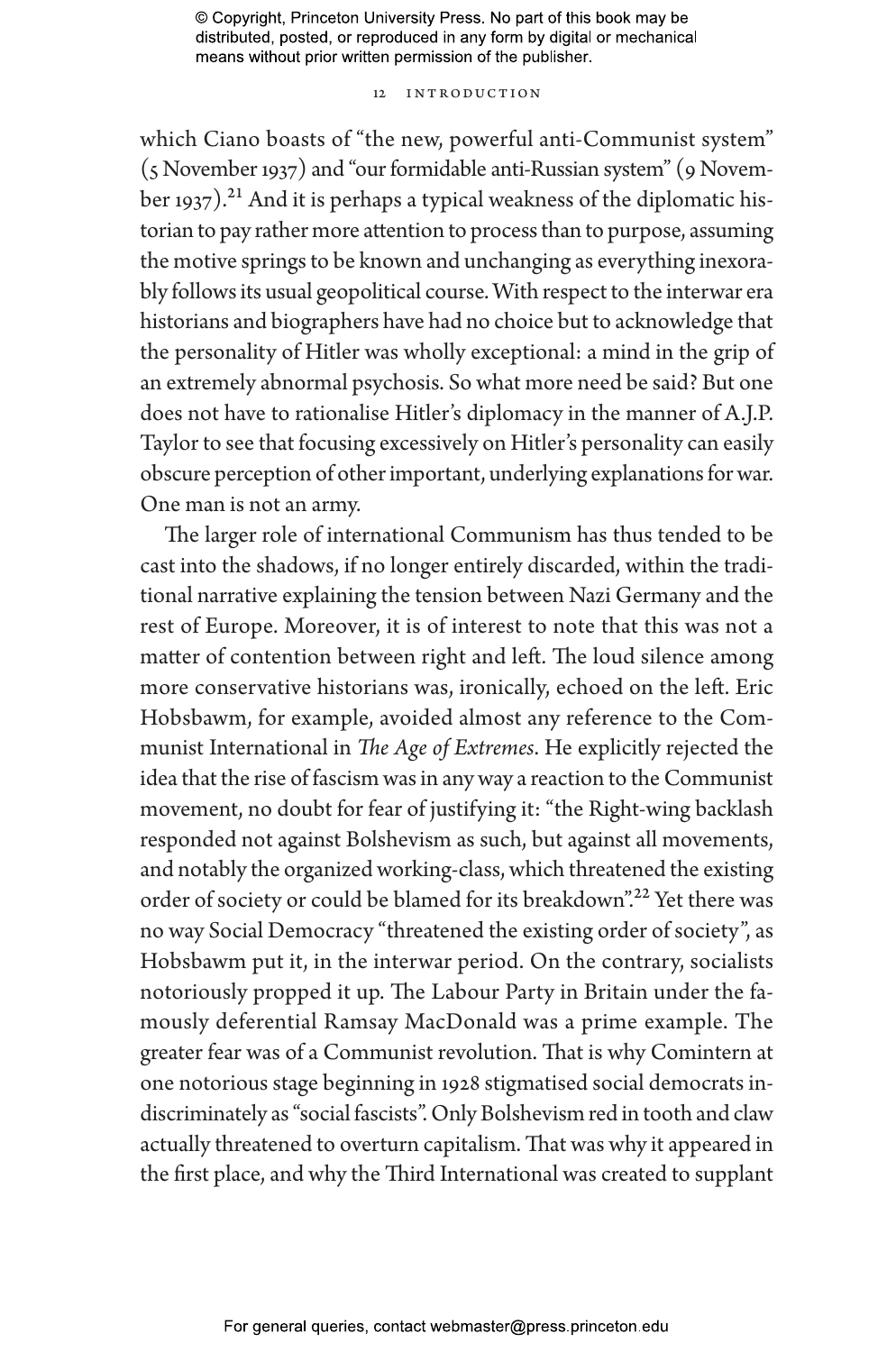which Ciano boasts of "the new, powerful anti-Communist system" (5 November 1937) and "our formidable anti-Russian system" (9 November 1937).[21] And it is perhaps a typical weakness of the diplomatic historian to pay rather more attention to process than to purpose, assuming the motive springs to be known and unchanging as everything inexorably follows its usual geopolitical course. With respect to the interwar era historians and biographers have had no choice but to acknowledge that the personality of Hitler was wholly exceptional: a mind in the grip of an extremely abnormal psychosis. So what more need be said? But one does not have to rationalise Hitler's diplomacy in the manner of A.J.P. Taylor to see that focusing excessively on Hitler's personality can easily obscure perception of other important, underlying explanations for war. One man is not an army.

The larger role of international Communism has thus tended to be cast into the shadows, if no longer entirely discarded, within the traditional narrative explaining the tension between Nazi Germany and the rest of Europe. Moreover, it is of interest to note that this was not a matter of contention between right and left. The loud silence among more conservative historians was, ironically, echoed on the left. Eric Hobsbawm, for example, avoided almost any reference to the Communist International in *The Age of Extremes*. He explicitly rejected the idea that the rise of fascism was in any way a reaction to the Communist movement, no doubt for fear of justifying it: "the Right-wing backlash responded not against Bolshevism as such, but against all movements, and notably the organized working-class, which threatened the existing order of society or could be blamed for its breakdown".[22] Yet there was no way Social Democracy "threatened the existing order of society", as Hobsbawm put it, in the interwar period. On the contrary, socialists notoriously propped it up. The Labour Party in Britain under the famously deferential Ramsay MacDonald was a prime example. The greater fear was of a Communist revolution. That is why Comintern at one notorious stage beginning in 1928 stigmatised social democrats indiscriminately as "social fascists". Only Bolshevism red in tooth and claw actually threatened to overturn capitalism. That was why it appeared in the first place, and why the Third International was created to supplant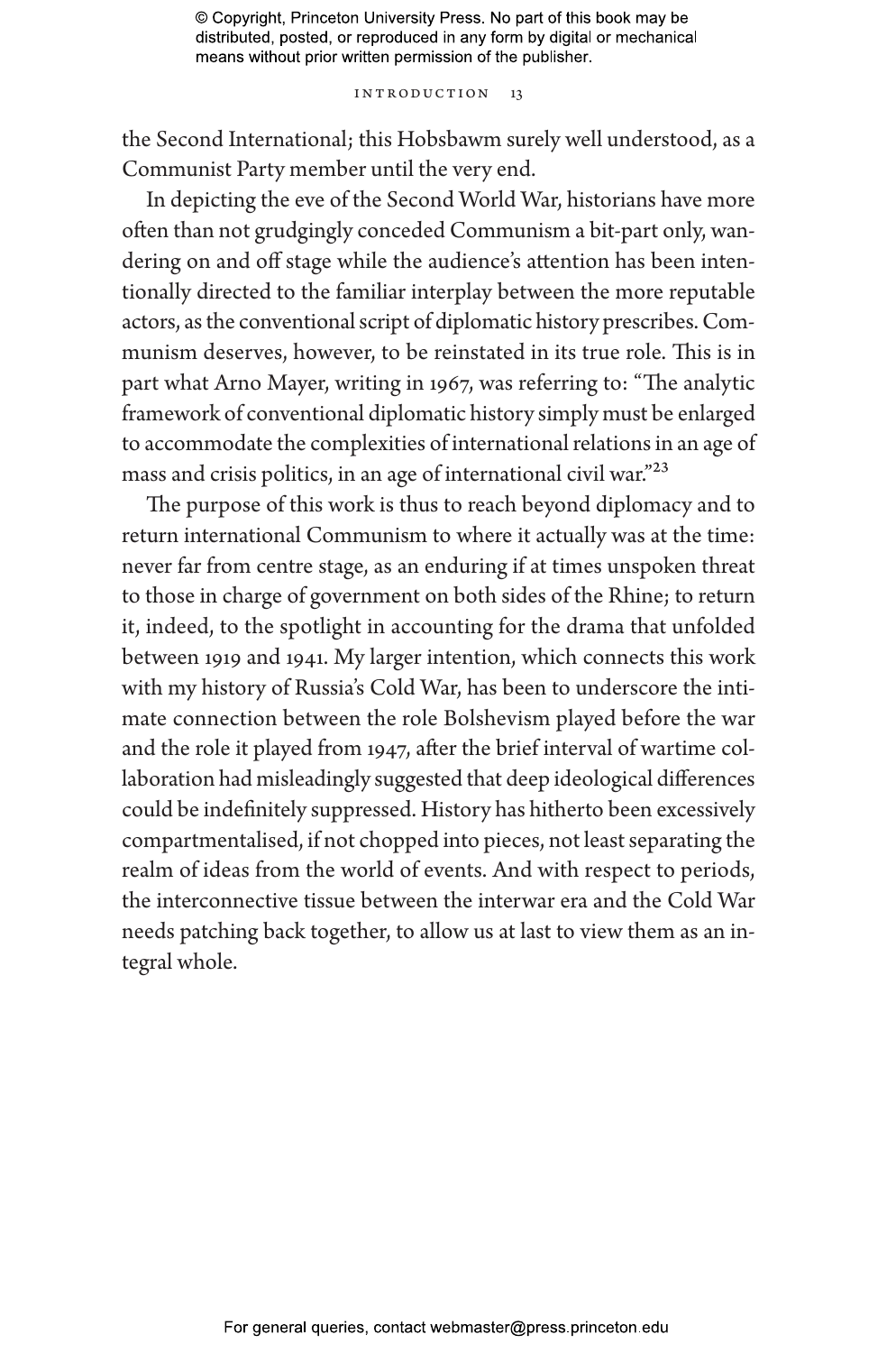the Second International; this Hobsbawm surely well understood, as a Communist Party member until the very end.

In depicting the eve of the Second World War, historians have more often than not grudgingly conceded Communism a bit-part only, wandering on and off stage while the audience's attention has been intentionally directed to the familiar interplay between the more reputable actors, as the conventional script of diplomatic history prescribes. Communism deserves, however, to be reinstated in its true role. This is in part what Arno Mayer, writing in 1967, was referring to: "The analytic framework of conventional diplomatic history simply must be enlarged to accommodate the complexities of international relations in an age of mass and crisis politics, in an age of international civil war."[23]

The purpose of this work is thus to reach beyond diplomacy and to return international Communism to where it actually was at the time: never far from centre stage, as an enduring if at times unspoken threat to those in charge of government on both sides of the Rhine; to return it, indeed, to the spotlight in accounting for the drama that unfolded between 1919 and 1941. My larger intention, which connects this work with my history of Russia's Cold War, has been to underscore the intimate connection between the role Bolshevism played before the war and the role it played from 1947, after the brief interval of wartime collaboration had misleadingly suggested that deep ideological differences could be indefinitely suppressed. History has hitherto been excessively compartmentalised, if not chopped into pieces, not least separating the realm of ideas from the world of events. And with respect to periods, the interconnective tissue between the interwar era and the Cold War needs patching back together, to allow us at last to view them as an integral whole.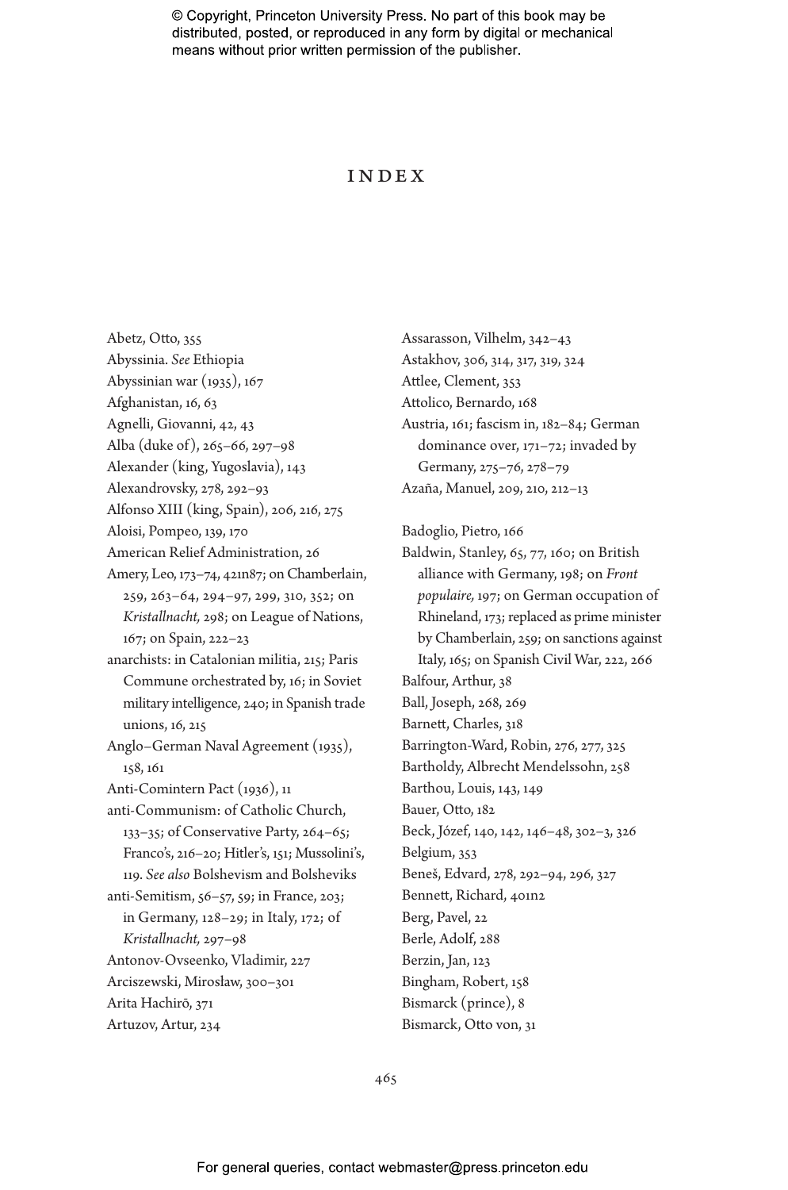# INDEX

Abetz, Otto, 355
Abyssinia. *See* Ethiopia
Abyssinian war (1935), 167
Afghanistan, 16, 63
Agnelli, Giovanni, 42, 43
Alba (duke of), 265–66, 297–98
Alexander (king, Yugoslavia), 143
Alexandrovsky, 278, 292–93
Alfonso XIII (king, Spain), 206, 216, 275
Aloisi, Pompeo, 139, 170
American Relief Administration, 26
Amery, Leo, 173–74, 421n87; on Chamberlain, 259, 263–64, 294–97, 299, 310, 352; on *Kristallnacht,* 298; on League of Nations, 167; on Spain, 222–23
anarchists: in Catalonian militia, 215; Paris Commune orchestrated by, 16; in Soviet military intelligence, 240; in Spanish trade unions, 16, 215
Anglo–German Naval Agreement (1935), 158, 161
Anti-Comintern Pact (1936), 11
anti-Communism: of Catholic Church, 133–35; of Conservative Party, 264–65; Franco's, 216–20; Hitler's, 151; Mussolini's, 119. *See also* Bolshevism and Bolsheviks
anti-Semitism, 56–57, 59; in France, 203; in Germany, 128–29; in Italy, 172; of *Kristallnacht,* 297–98
Antonov-Ovseenko, Vladimir, 227
Arciszewski, Mirosław, 300–301
Arita Hachirō, 371
Artuzov, Artur, 234
Assarasson, Vilhelm, 342–43
Astakhov, 306, 314, 317, 319, 324
Attlee, Clement, 353
Attolico, Bernardo, 168
Austria, 161; fascism in, 182–84; German dominance over, 171–72; invaded by Germany, 275–76, 278–79
Azaña, Manuel, 209, 210, 212–13

Badoglio, Pietro, 166
Baldwin, Stanley, 65, 77, 160; on British alliance with Germany, 198; on *Front populaire,* 197; on German occupation of Rhineland, 173; replaced as prime minister by Chamberlain, 259; on sanctions against Italy, 165; on Spanish Civil War, 222, 266
Balfour, Arthur, 38
Ball, Joseph, 268, 269
Barnett, Charles, 318
Barrington-Ward, Robin, 276, 277, 325
Bartholdy, Albrecht Mendelssohn, 258
Barthou, Louis, 143, 149
Bauer, Otto, 182
Beck, Józef, 140, 142, 146–48, 302–3, 326
Belgium, 353
Beneš, Edvard, 278, 292–94, 296, 327
Bennett, Richard, 401n2
Berg, Pavel, 22
Berle, Adolf, 288
Berzin, Jan, 123
Bingham, Robert, 158
Bismarck (prince), 8
Bismarck, Otto von, 31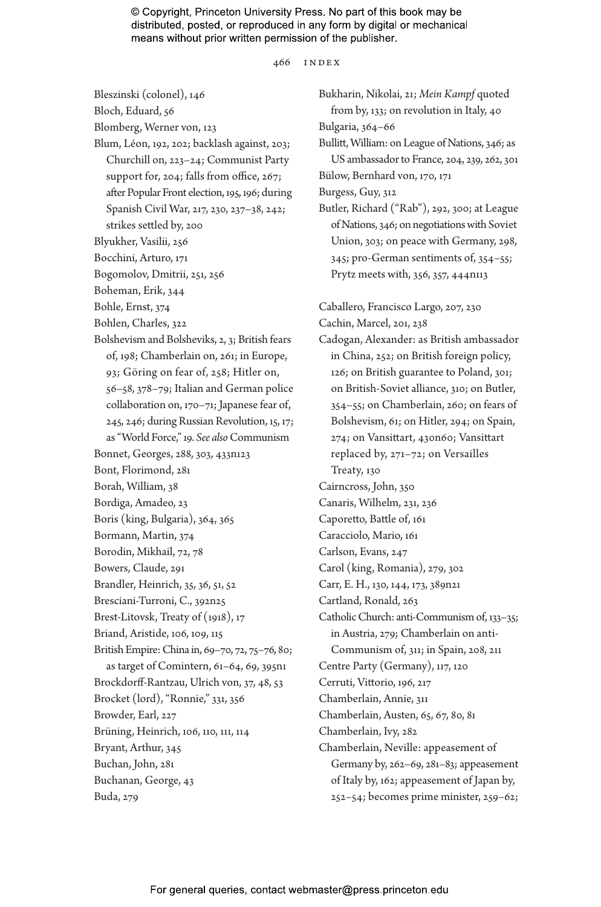Bleszinski (colonel), 146
Bloch, Eduard, 56
Blomberg, Werner von, 123
Blum, Léon, 192, 202; backlash against, 203; Churchill on, 223–24; Communist Party support for, 204; falls from office, 267; after Popular Front election, 195, 196; during Spanish Civil War, 217, 230, 237–38, 242; strikes settled by, 200
Blyukher, Vasilii, 256
Bocchini, Arturo, 171
Bogomolov, Dmitrii, 251, 256
Boheman, Erik, 344
Bohle, Ernst, 374
Bohlen, Charles, 322
Bolshevism and Bolsheviks, 2, 3; British fears of, 198; Chamberlain on, 261; in Europe, 93; Göring on fear of, 258; Hitler on, 56–58, 378–79; Italian and German police collaboration on, 170–71; Japanese fear of, 245, 246; during Russian Revolution, 15, 17; as "World Force," 19. *See also* Communism
Bonnet, Georges, 288, 303, 433n123
Bont, Florimond, 281
Borah, William, 38
Bordiga, Amadeo, 23
Boris (king, Bulgaria), 364, 365
Bormann, Martin, 374
Borodin, Mikhail, 72, 78
Bowers, Claude, 291
Brandler, Heinrich, 35, 36, 51, 52
Bresciani-Turroni, C., 392n25
Brest-Litovsk, Treaty of (1918), 17
Briand, Aristide, 106, 109, 115
British Empire: China in, 69–70, 72, 75–76, 80; as target of Comintern, 61–64, 69, 395n1
Brockdorff-Rantzau, Ulrich von, 37, 48, 53
Brocket (lord), "Ronnie," 331, 356
Browder, Earl, 227
Brüning, Heinrich, 106, 110, 111, 114
Bryant, Arthur, 345
Buchan, John, 281
Buchanan, George, 43
Buda, 279
Bukharin, Nikolai, 21; *Mein Kampf* quoted from by, 133; on revolution in Italy, 40
Bulgaria, 364–66
Bullitt, William: on League of Nations, 346; as US ambassador to France, 204, 239, 262, 301
Bülow, Bernhard von, 170, 171
Burgess, Guy, 312
Butler, Richard ("Rab"), 292, 300; at League of Nations, 346; on negotiations with Soviet Union, 303; on peace with Germany, 298, 345; pro-German sentiments of, 354–55; Prytz meets with, 356, 357, 444n113

Caballero, Francisco Largo, 207, 230
Cachin, Marcel, 201, 238
Cadogan, Alexander: as British ambassador in China, 252; on British foreign policy, 126; on British guarantee to Poland, 301; on British-Soviet alliance, 310; on Butler, 354–55; on Chamberlain, 260; on fears of Bolshevism, 61; on Hitler, 294; on Spain, 274; on Vansittart, 430n60; Vansittart replaced by, 271–72; on Versailles Treaty, 130
Cairncross, John, 350
Canaris, Wilhelm, 231, 236
Caporetto, Battle of, 161
Caracciolo, Mario, 161
Carlson, Evans, 247
Carol (king, Romania), 279, 302
Carr, E. H., 130, 144, 173, 389n21
Cartland, Ronald, 263
Catholic Church: anti-Communism of, 133–35; in Austria, 279; Chamberlain on anti-Communism of, 311; in Spain, 208, 211
Centre Party (Germany), 117, 120
Cerruti, Vittorio, 196, 217
Chamberlain, Annie, 311
Chamberlain, Austen, 65, 67, 80, 81
Chamberlain, Ivy, 282
Chamberlain, Neville: appeasement of Germany by, 262–69, 281–83; appeasement of Italy by, 162; appeasement of Japan by, 252–54; becomes prime minister, 259–62;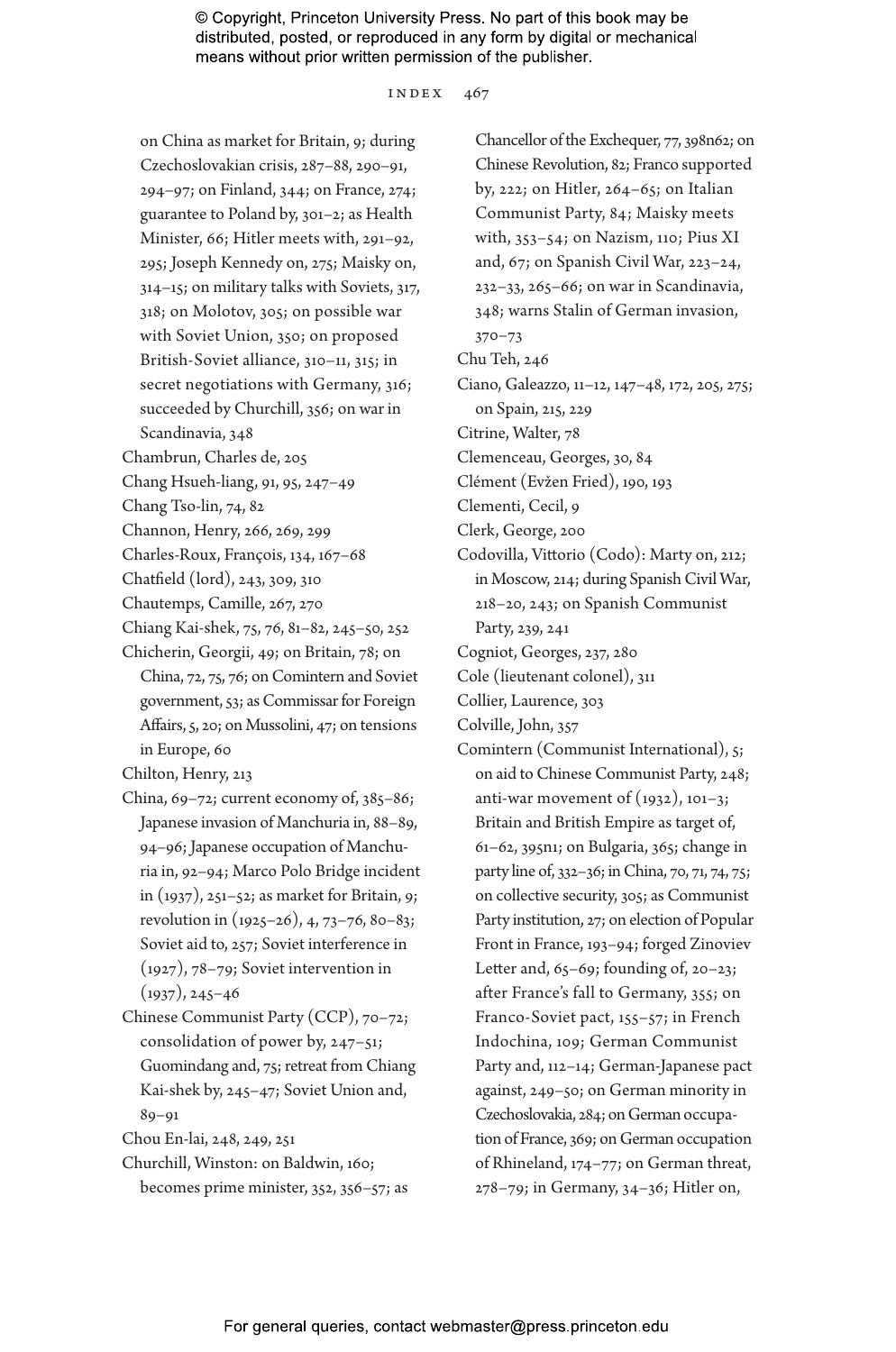on China as market for Britain, 9; during Czechoslovakian crisis, 287–88, 290–91, 294–97; on Finland, 344; on France, 274; guarantee to Poland by, 301–2; as Health Minister, 66; Hitler meets with, 291–92, 295; Joseph Kennedy on, 275; Maisky on, 314–15; on military talks with Soviets, 317, 318; on Molotov, 305; on possible war with Soviet Union, 350; on proposed British-Soviet alliance, 310–11, 315; in secret negotiations with Germany, 316; succeeded by Churchill, 356; on war in Scandinavia, 348

Chambrun, Charles de, 205

Chang Hsueh-liang, 91, 95, 247–49

Chang Tso-lin, 74, 82

Channon, Henry, 266, 269, 299

Charles-Roux, François, 134, 167–68

Chatfield (lord), 243, 309, 310

Chautemps, Camille, 267, 270

Chiang Kai-shek, 75, 76, 81–82, 245–50, 252

Chicherin, Georgii, 49; on Britain, 78; on China, 72, 75, 76; on Comintern and Soviet government, 53; as Commissar for Foreign Affairs, 5, 20; on Mussolini, 47; on tensions in Europe, 60

Chilton, Henry, 213

China, 69–72; current economy of, 385–86; Japanese invasion of Manchuria in, 88–89, 94–96; Japanese occupation of Manchuria in, 92–94; Marco Polo Bridge incident in (1937), 251–52; as market for Britain, 9; revolution in (1925–26), 4, 73–76, 80–83; Soviet aid to, 257; Soviet interference in (1927), 78–79; Soviet intervention in (1937), 245–46

Chinese Communist Party (CCP), 70–72; consolidation of power by, 247–51; Guomindang and, 75; retreat from Chiang Kai-shek by, 245–47; Soviet Union and, 89–91

Chou En-lai, 248, 249, 251

Churchill, Winston: on Baldwin, 160; becomes prime minister, 352, 356–57; as Chancellor of the Exchequer, 77, 398n62; on Chinese Revolution, 82; Franco supported by, 222; on Hitler, 264–65; on Italian Communist Party, 84; Maisky meets with, 353–54; on Nazism, 110; Pius XI and, 67; on Spanish Civil War, 223–24, 232–33, 265–66; on war in Scandinavia, 348; warns Stalin of German invasion, 370–73

Chu Teh, 246

Ciano, Galeazzo, 11–12, 147–48, 172, 205, 275; on Spain, 215, 229

Citrine, Walter, 78

Clemenceau, Georges, 30, 84

Clément (Evžen Fried), 190, 193

Clementi, Cecil, 9

Clerk, George, 200

Codovilla, Vittorio (Codo): Marty on, 212; in Moscow, 214; during Spanish Civil War, 218–20, 243; on Spanish Communist Party, 239, 241

Cogniot, Georges, 237, 280

Cole (lieutenant colonel), 311

Collier, Laurence, 303

Colville, John, 357

Comintern (Communist International), 5; on aid to Chinese Communist Party, 248; anti-war movement of (1932), 101–3; Britain and British Empire as target of, 61–62, 395n1; on Bulgaria, 365; change in party line of, 332–36; in China, 70, 71, 74, 75; on collective security, 305; as Communist Party institution, 27; on election of Popular Front in France, 193–94; forged Zinoviev Letter and, 65–69; founding of, 20–23; after France's fall to Germany, 355; on Franco-Soviet pact, 155–57; in French Indochina, 109; German Communist Party and, 112–14; German-Japanese pact against, 249–50; on German minority in Czechoslovakia, 284; on German occupation of France, 369; on German occupation of Rhineland, 174–77; on German threat, 278–79; in Germany, 34–36; Hitler on,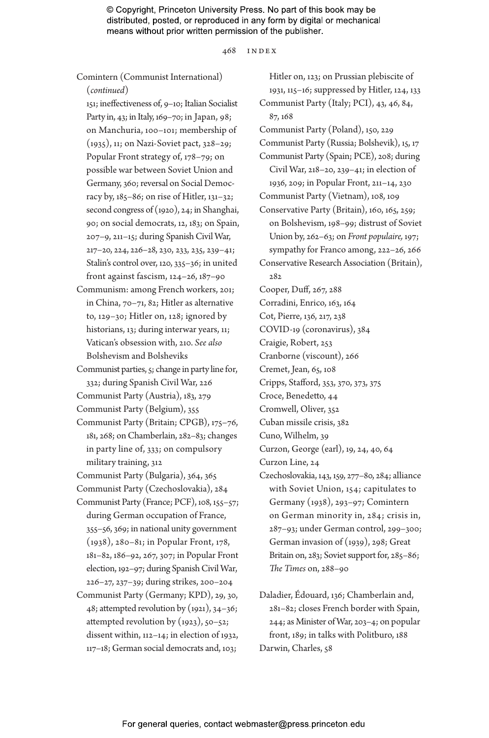Comintern (Communist International) (*continued*)
151; ineffectiveness of, 9–10; Italian Socialist Party in, 43; in Italy, 169–70; in Japan, 98; on Manchuria, 100–101; membership of (1935), 11; on Nazi-Soviet pact, 328–29; Popular Front strategy of, 178–79; on possible war between Soviet Union and Germany, 360; reversal on Social Democracy by, 185–86; on rise of Hitler, 131–32; second congress of (1920), 24; in Shanghai, 90; on social democrats, 12, 183; on Spain, 207–9, 211–15; during Spanish Civil War, 217–20, 224, 226–28, 230, 233, 235, 239–41; Stalin's control over, 120, 335–36; in united front against fascism, 124–26, 187–90

Communism: among French workers, 201; in China, 70–71, 82; Hitler as alternative to, 129–30; Hitler on, 128; ignored by historians, 13; during interwar years, 11; Vatican's obsession with, 210. *See also* Bolshevism and Bolsheviks

Communist parties, 5; change in party line for, 332; during Spanish Civil War, 226

Communist Party (Austria), 183, 279

Communist Party (Belgium), 355

Communist Party (Britain; CPGB), 175–76, 181, 268; on Chamberlain, 282–83; changes in party line of, 333; on compulsory military training, 312

Communist Party (Bulgaria), 364, 365

Communist Party (Czechoslovakia), 284

Communist Party (France; PCF), 108, 155–57; during German occupation of France, 355–56, 369; in national unity government (1938), 280–81; in Popular Front, 178, 181–82, 186–92, 267, 307; in Popular Front election, 192–97; during Spanish Civil War, 226–27, 237–39; during strikes, 200–204

Communist Party (Germany; KPD), 29, 30, 48; attempted revolution by (1921), 34–36; attempted revolution by (1923), 50–52; dissent within, 112–14; in election of 1932, 117–18; German social democrats and, 103; Hitler on, 123; on Prussian plebiscite of 1931, 115–16; suppressed by Hitler, 124, 133

Communist Party (Italy; PCI), 43, 46, 84, 87, 168

Communist Party (Poland), 150, 229

Communist Party (Russia; Bolshevik), 15, 17

Communist Party (Spain; PCE), 208; during Civil War, 218–20, 239–41; in election of 1936, 209; in Popular Front, 211–14, 230

Communist Party (Vietnam), 108, 109

Conservative Party (Britain), 160, 165, 259; on Bolshevism, 198–99; distrust of Soviet Union by, 262–63; on *Front populaire*, 197; sympathy for Franco among, 222–26, 266

Conservative Research Association (Britain), 282

Cooper, Duff, 267, 288

Corradini, Enrico, 163, 164

Cot, Pierre, 136, 217, 238

COVID-19 (coronavirus), 384

Craigie, Robert, 253

Cranborne (viscount), 266

Cremet, Jean, 65, 108

Cripps, Stafford, 353, 370, 373, 375

Croce, Benedetto, 44

Cromwell, Oliver, 352

Cuban missile crisis, 382

Cuno, Wilhelm, 39

Curzon, George (earl), 19, 24, 40, 64

Curzon Line, 24

Czechoslovakia, 143, 159, 277–80, 284; alliance with Soviet Union, 154; capitulates to Germany (1938), 293–97; Comintern on German minority in, 284; crisis in, 287–93; under German control, 299–300; German invasion of (1939), 298; Great Britain on, 283; Soviet support for, 285–86; *The Times* on, 288–90

Daladier, Édouard, 136; Chamberlain and, 281–82; closes French border with Spain, 244; as Minister of War, 203–4; on popular front, 189; in talks with Politburo, 188

Darwin, Charles, 58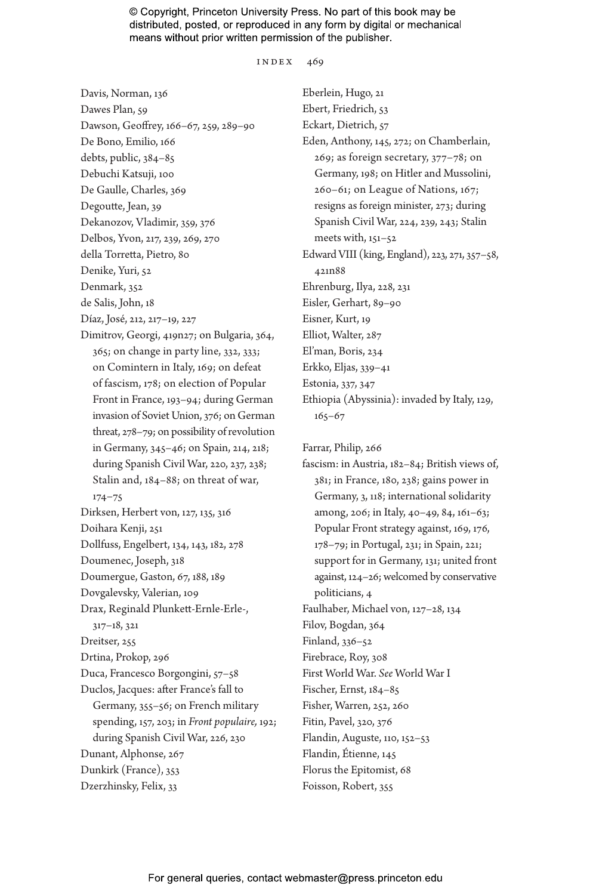Davis, Norman, 136
Dawes Plan, 59
Dawson, Geoffrey, 166–67, 259, 289–90
De Bono, Emilio, 166
debts, public, 384–85
Debuchi Katsuji, 100
De Gaulle, Charles, 369
Degoutte, Jean, 39
Dekanozov, Vladimir, 359, 376
Delbos, Yvon, 217, 239, 269, 270
della Torretta, Pietro, 80
Denike, Yuri, 52
Denmark, 352
de Salis, John, 18
Díaz, José, 212, 217–19, 227
Dimitrov, Georgi, 419n27; on Bulgaria, 364, 365; on change in party line, 332, 333; on Comintern in Italy, 169; on defeat of fascism, 178; on election of Popular Front in France, 193–94; during German invasion of Soviet Union, 376; on German threat, 278–79; on possibility of revolution in Germany, 345–46; on Spain, 214, 218; during Spanish Civil War, 220, 237, 238; Stalin and, 184–88; on threat of war, 174–75
Dirksen, Herbert von, 127, 135, 316
Doihara Kenji, 251
Dollfuss, Engelbert, 134, 143, 182, 278
Doumenec, Joseph, 318
Doumergue, Gaston, 67, 188, 189
Dovgalevsky, Valerian, 109
Drax, Reginald Plunkett-Ernle-Erle-, 317–18, 321
Dreitser, 255
Drtina, Prokop, 296
Duca, Francesco Borgongini, 57–58
Duclos, Jacques: after France's fall to Germany, 355–56; on French military spending, 157, 203; in *Front populaire,* 192; during Spanish Civil War, 226, 230
Dunant, Alphonse, 267
Dunkirk (France), 353
Dzerzhinsky, Felix, 33

Eberlein, Hugo, 21
Ebert, Friedrich, 53
Eckart, Dietrich, 57
Eden, Anthony, 145, 272; on Chamberlain, 269; as foreign secretary, 377–78; on Germany, 198; on Hitler and Mussolini, 260–61; on League of Nations, 167; resigns as foreign minister, 273; during Spanish Civil War, 224, 239, 243; Stalin meets with, 151–52
Edward VIII (king, England), 223, 271, 357–58, 421n88
Ehrenburg, Ilya, 228, 231
Eisler, Gerhart, 89–90
Eisner, Kurt, 19
Elliot, Walter, 287
El'man, Boris, 234
Erkko, Eljas, 339–41
Estonia, 337, 347
Ethiopia (Abyssinia): invaded by Italy, 129, 165–67

Farrar, Philip, 266
fascism: in Austria, 182–84; British views of, 381; in France, 180, 238; gains power in Germany, 3, 118; international solidarity among, 206; in Italy, 40–49, 84, 161–63; Popular Front strategy against, 169, 176, 178–79; in Portugal, 231; in Spain, 221; support for in Germany, 131; united front against, 124–26; welcomed by conservative politicians, 4
Faulhaber, Michael von, 127–28, 134
Filov, Bogdan, 364
Finland, 336–52
Firebrace, Roy, 308
First World War. *See* World War I
Fischer, Ernst, 184–85
Fisher, Warren, 252, 260
Fitin, Pavel, 320, 376
Flandin, Auguste, 110, 152–53
Flandin, Étienne, 145
Florus the Epitomist, 68
Foisson, Robert, 355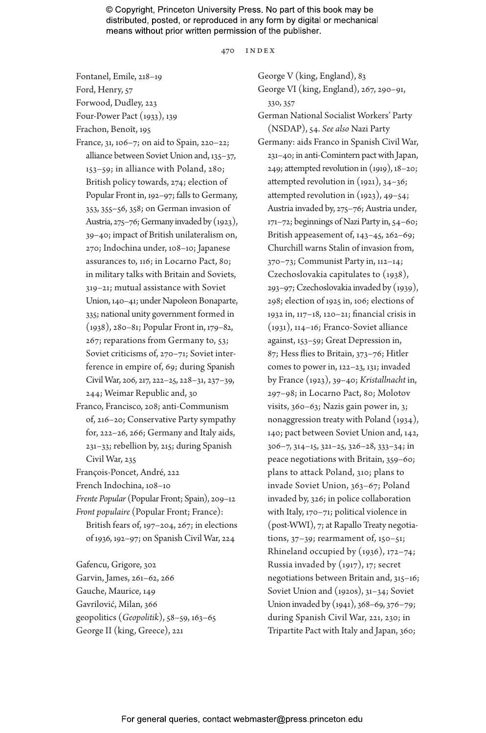Fontanel, Emile, 218–19

Ford, Henry, 57

Forwood, Dudley, 223

Four-Power Pact (1933), 139

Frachon, Benoît, 195

France, 31, 106–7; on aid to Spain, 220–22; alliance between Soviet Union and, 135–37, 153–59; in alliance with Poland, 280; British policy towards, 274; election of Popular Front in, 192–97; falls to Germany, 353, 355–56, 358; on German invasion of Austria, 275–76; Germany invaded by (1923), 39–40; impact of British unilateralism on, 270; Indochina under, 108–10; Japanese assurances to, 116; in Locarno Pact, 80; in military talks with Britain and Soviets, 319–21; mutual assistance with Soviet Union, 140–41; under Napoleon Bonaparte, 335; national unity government formed in (1938), 280–81; Popular Front in, 179–82, 267; reparations from Germany to, 53; Soviet criticisms of, 270–71; Soviet interference in empire of, 69; during Spanish Civil War, 206, 217, 222–25, 228–31, 237–39, 244; Weimar Republic and, 30

Franco, Francisco, 208; anti-Communism of, 216–20; Conservative Party sympathy for, 222–26, 266; Germany and Italy aids, 231–33; rebellion by, 215; during Spanish Civil War, 235

François-Poncet, André, 222

French Indochina, 108–10

*Frente Popular* (Popular Front; Spain), 209–12

*Front populaire* (Popular Front; France): British fears of, 197–204, 267; in elections of 1936, 192–97; on Spanish Civil War, 224

Gafencu, Grigore, 302

Garvin, James, 261–62, 266

Gauche, Maurice, 149

Gavrilović, Milan, 366

geopolitics (*Geopolitik*), 58–59, 163–65

George II (king, Greece), 221

George V (king, England), 83

George VI (king, England), 267, 290–91, 330, 357

German National Socialist Workers' Party (NSDAP), 54. *See also* Nazi Party

Germany: aids Franco in Spanish Civil War, 231–40; in anti-Comintern pact with Japan, 249; attempted revolution in (1919), 18–20; attempted revolution in (1921), 34–36; attempted revolution in (1923), 49–54; Austria invaded by, 275–76; Austria under, 171–72; beginnings of Nazi Party in, 54–60; British appeasement of, 143–45, 262–69; Churchill warns Stalin of invasion from, 370–73; Communist Party in, 112–14; Czechoslovakia capitulates to (1938), 293–97; Czechoslovakia invaded by (1939), 298; election of 1925 in, 106; elections of 1932 in, 117–18, 120–21; financial crisis in (1931), 114–16; Franco-Soviet alliance against, 153–59; Great Depression in, 87; Hess flies to Britain, 373–76; Hitler comes to power in, 122–23, 131; invaded by France (1923), 39–40; *Kristallnacht* in, 297–98; in Locarno Pact, 80; Molotov visits, 360–63; Nazis gain power in, 3; nonaggression treaty with Poland (1934), 140; pact between Soviet Union and, 142, 306–7, 314–15, 321–25, 326–28, 333–34; in peace negotiations with Britain, 359–60; plans to attack Poland, 310; plans to invade Soviet Union, 363–67; Poland invaded by, 326; in police collaboration with Italy, 170–71; political violence in (post-WWI), 7; at Rapallo Treaty negotiations, 37–39; rearmament of, 150–51; Rhineland occupied by (1936), 172–74; Russia invaded by (1917), 17; secret negotiations between Britain and, 315–16; Soviet Union and (1920s), 31–34; Soviet Union invaded by (1941), 368–69, 376–79; during Spanish Civil War, 221, 230; in Tripartite Pact with Italy and Japan, 360;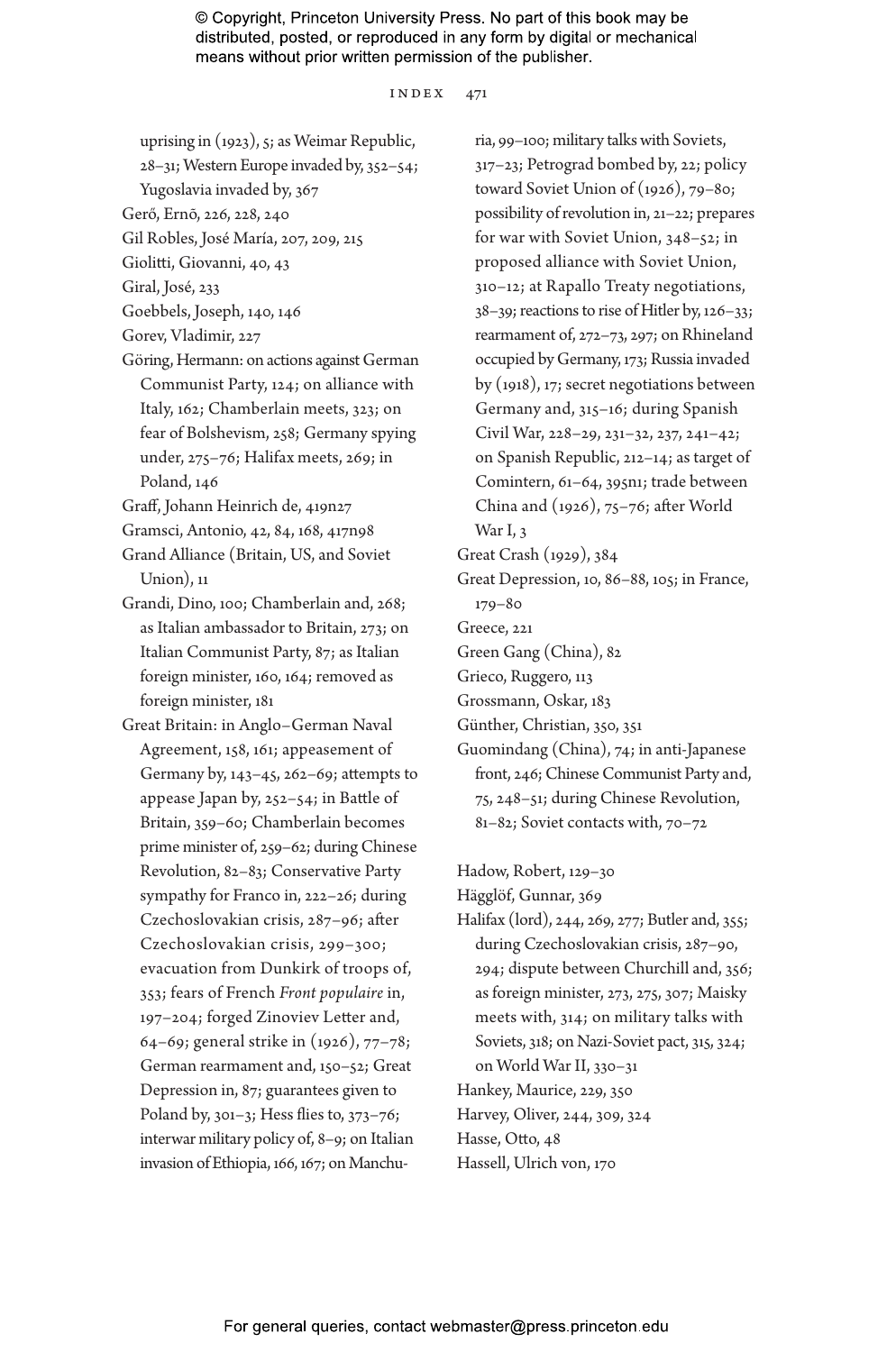uprising in (1923), 5; as Weimar Republic, 28–31; Western Europe invaded by, 352–54; Yugoslavia invaded by, 367

Gerő, Ernő, 226, 228, 240

Gil Robles, José María, 207, 209, 215

Giolitti, Giovanni, 40, 43

Giral, José, 233

Goebbels, Joseph, 140, 146

Gorev, Vladimir, 227

Göring, Hermann: on actions against German Communist Party, 124; on alliance with Italy, 162; Chamberlain meets, 323; on fear of Bolshevism, 258; Germany spying under, 275–76; Halifax meets, 269; in Poland, 146

Graff, Johann Heinrich de, 419n27

Gramsci, Antonio, 42, 84, 168, 417n98

Grand Alliance (Britain, US, and Soviet Union), 11

Grandi, Dino, 100; Chamberlain and, 268; as Italian ambassador to Britain, 273; on Italian Communist Party, 87; as Italian foreign minister, 160, 164; removed as foreign minister, 181

Great Britain: in Anglo–German Naval Agreement, 158, 161; appeasement of Germany by, 143–45, 262–69; attempts to appease Japan by, 252–54; in Battle of Britain, 359–60; Chamberlain becomes prime minister of, 259–62; during Chinese Revolution, 82–83; Conservative Party sympathy for Franco in, 222–26; during Czechoslovakian crisis, 287–96; after Czechoslovakian crisis, 299–300; evacuation from Dunkirk of troops of, 353; fears of French *Front populaire* in, 197–204; forged Zinoviev Letter and, 64–69; general strike in (1926), 77–78; German rearmament and, 150–52; Great Depression in, 87; guarantees given to Poland by, 301–3; Hess flies to, 373–76; interwar military policy of, 8–9; on Italian invasion of Ethiopia, 166, 167; on Manchuria, 99–100; military talks with Soviets, 317–23; Petrograd bombed by, 22; policy toward Soviet Union of (1926), 79–80; possibility of revolution in, 21–22; prepares for war with Soviet Union, 348–52; in proposed alliance with Soviet Union, 310–12; at Rapallo Treaty negotiations, 38–39; reactions to rise of Hitler by, 126–33; rearmament of, 272–73, 297; on Rhineland occupied by Germany, 173; Russia invaded by (1918), 17; secret negotiations between Germany and, 315–16; during Spanish Civil War, 228–29, 231–32, 237, 241–42; on Spanish Republic, 212–14; as target of Comintern, 61–64, 395n1; trade between China and (1926), 75–76; after World War I, 3

Great Crash (1929), 384

Great Depression, 10, 86–88, 105; in France, 179–80

Greece, 221

Green Gang (China), 82

Grieco, Ruggero, 113

Grossmann, Oskar, 183

Günther, Christian, 350, 351

Guomindang (China), 74; in anti-Japanese front, 246; Chinese Communist Party and, 75, 248–51; during Chinese Revolution, 81–82; Soviet contacts with, 70–72

Hadow, Robert, 129–30

Hägglöf, Gunnar, 369

Halifax (lord), 244, 269, 277; Butler and, 355; during Czechoslovakian crisis, 287–90, 294; dispute between Churchill and, 356; as foreign minister, 273, 275, 307; Maisky meets with, 314; on military talks with Soviets, 318; on Nazi-Soviet pact, 315, 324; on World War II, 330–31

Hankey, Maurice, 229, 350

Harvey, Oliver, 244, 309, 324

Hasse, Otto, 48

Hassell, Ulrich von, 170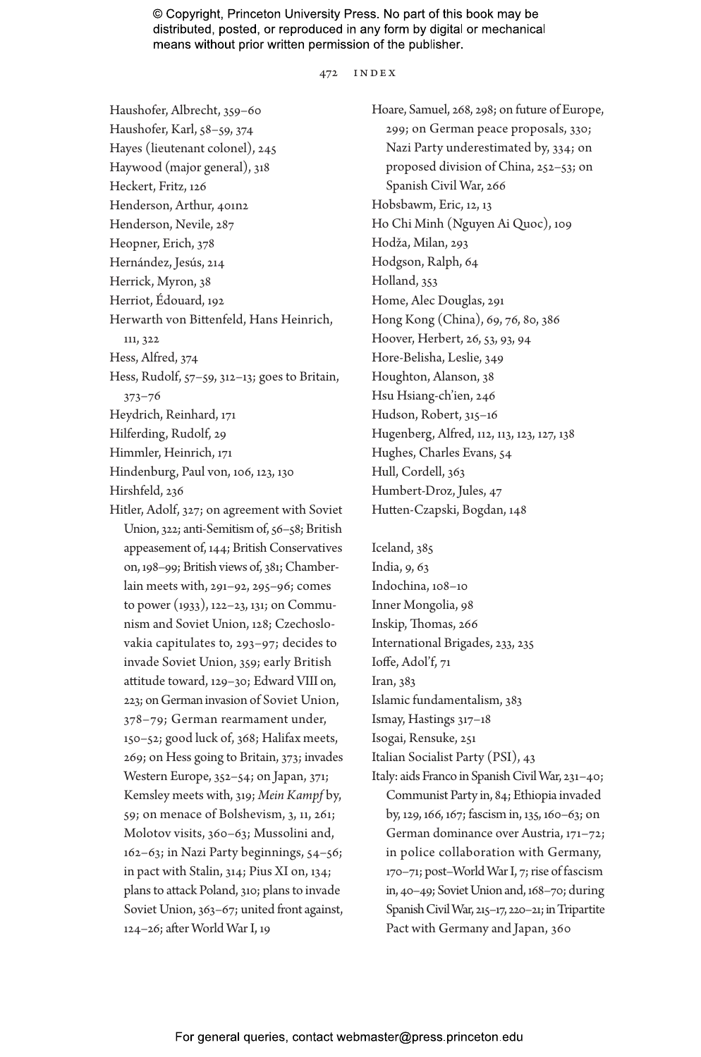Haushofer, Albrecht, 359–60
Haushofer, Karl, 58–59, 374
Hayes (lieutenant colonel), 245
Haywood (major general), 318
Heckert, Fritz, 126
Henderson, Arthur, 401n2
Henderson, Nevile, 287
Heopner, Erich, 378
Hernández, Jesús, 214
Herrick, Myron, 38
Herriot, Édouard, 192
Herwarth von Bittenfeld, Hans Heinrich, 111, 322
Hess, Alfred, 374
Hess, Rudolf, 57–59, 312–13; goes to Britain, 373–76
Heydrich, Reinhard, 171
Hilferding, Rudolf, 29
Himmler, Heinrich, 171
Hindenburg, Paul von, 106, 123, 130
Hirshfeld, 236
Hitler, Adolf, 327; on agreement with Soviet Union, 322; anti-Semitism of, 56–58; British appeasement of, 144; British Conservatives on, 198–99; British views of, 381; Chamberlain meets with, 291–92, 295–96; comes to power (1933), 122–23, 131; on Communism and Soviet Union, 128; Czechoslovakia capitulates to, 293–97; decides to invade Soviet Union, 359; early British attitude toward, 129–30; Edward VIII on, 223; on German invasion of Soviet Union, 378–79; German rearmament under, 150–52; good luck of, 368; Halifax meets, 269; on Hess going to Britain, 373; invades Western Europe, 352–54; on Japan, 371; Kemsley meets with, 319; *Mein Kampf* by, 59; on menace of Bolshevism, 3, 11, 261; Molotov visits, 360–63; Mussolini and, 162–63; in Nazi Party beginnings, 54–56; in pact with Stalin, 314; Pius XI on, 134; plans to attack Poland, 310; plans to invade Soviet Union, 363–67; united front against, 124–26; after World War I, 19
Hoare, Samuel, 268, 298; on future of Europe, 299; on German peace proposals, 330; Nazi Party underestimated by, 334; on proposed division of China, 252–53; on Spanish Civil War, 266
Hobsbawm, Eric, 12, 13
Ho Chi Minh (Nguyen Ai Quoc), 109
Hodža, Milan, 293
Hodgson, Ralph, 64
Holland, 353
Home, Alec Douglas, 291
Hong Kong (China), 69, 76, 80, 386
Hoover, Herbert, 26, 53, 93, 94
Hore-Belisha, Leslie, 349
Houghton, Alanson, 38
Hsu Hsiang-ch'ien, 246
Hudson, Robert, 315–16
Hugenberg, Alfred, 112, 113, 123, 127, 138
Hughes, Charles Evans, 54
Hull, Cordell, 363
Humbert-Droz, Jules, 47
Hutten-Czapski, Bogdan, 148

Iceland, 385
India, 9, 63
Indochina, 108–10
Inner Mongolia, 98
Inskip, Thomas, 266
International Brigades, 233, 235
Ioffe, Adol'f, 71
Iran, 383
Islamic fundamentalism, 383
Ismay, Hastings 317–18
Isogai, Rensuke, 251
Italian Socialist Party (PSI), 43
Italy: aids Franco in Spanish Civil War, 231–40; Communist Party in, 84; Ethiopia invaded by, 129, 166, 167; fascism in, 135, 160–63; on German dominance over Austria, 171–72; in police collaboration with Germany, 170–71; post–World War I, 7; rise of fascism in, 40–49; Soviet Union and, 168–70; during Spanish Civil War, 215–17, 220–21; in Tripartite Pact with Germany and Japan, 360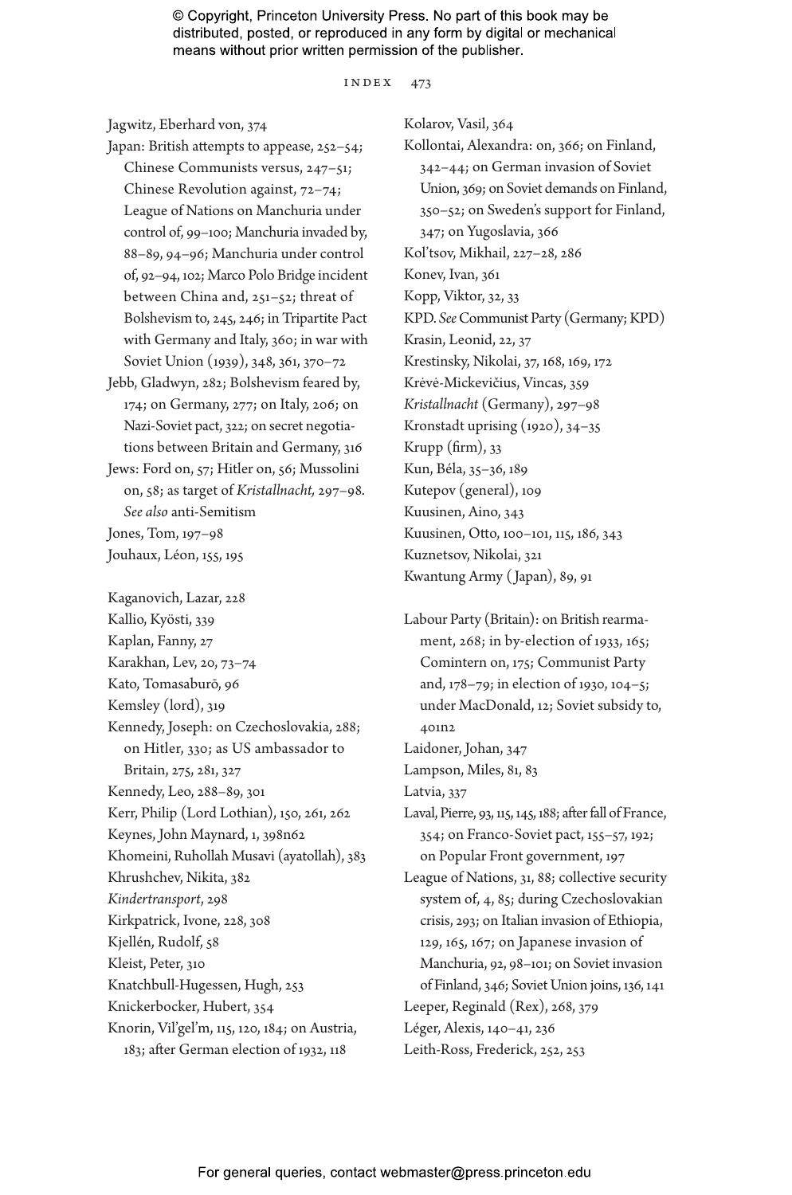Jagwitz, Eberhard von, 374

Japan: British attempts to appease, 252–54; Chinese Communists versus, 247–51; Chinese Revolution against, 72–74; League of Nations on Manchuria under control of, 99–100; Manchuria invaded by, 88–89, 94–96; Manchuria under control of, 92–94, 102; Marco Polo Bridge incident between China and, 251–52; threat of Bolshevism to, 245, 246; in Tripartite Pact with Germany and Italy, 360; in war with Soviet Union (1939), 348, 361, 370–72

Jebb, Gladwyn, 282; Bolshevism feared by, 174; on Germany, 277; on Italy, 206; on Nazi-Soviet pact, 322; on secret negotiations between Britain and Germany, 316

Jews: Ford on, 57; Hitler on, 56; Mussolini on, 58; as target of *Kristallnacht,* 297–98. *See also* anti-Semitism

Jones, Tom, 197–98

Jouhaux, Léon, 155, 195

Kaganovich, Lazar, 228

Kallio, Kyösti, 339

Kaplan, Fanny, 27

Karakhan, Lev, 20, 73–74

Kato, Tomasaburō, 96

Kemsley (lord), 319

Kennedy, Joseph: on Czechoslovakia, 288; on Hitler, 330; as US ambassador to Britain, 275, 281, 327

Kennedy, Leo, 288–89, 301

Kerr, Philip (Lord Lothian), 150, 261, 262

Keynes, John Maynard, 1, 398n62

Khomeini, Ruhollah Musavi (ayatollah), 383

Khrushchev, Nikita, 382

*Kindertransport*, 298

Kirkpatrick, Ivone, 228, 308

Kjellén, Rudolf, 58

Kleist, Peter, 310

Knatchbull-Hugessen, Hugh, 253

Knickerbocker, Hubert, 354

Knorin, Vil'gel'm, 115, 120, 184; on Austria, 183; after German election of 1932, 118

Kolarov, Vasil, 364

Kollontai, Alexandra: on, 366; on Finland, 342–44; on German invasion of Soviet Union, 369; on Soviet demands on Finland, 350–52; on Sweden's support for Finland, 347; on Yugoslavia, 366

Kol'tsov, Mikhail, 227–28, 286

Konev, Ivan, 361

Kopp, Viktor, 32, 33

KPD. *See* Communist Party (Germany; KPD)

Krasin, Leonid, 22, 37

Krestinsky, Nikolai, 37, 168, 169, 172

Krėvė-Mickevičius, Vincas, 359

*Kristallnacht* (Germany), 297–98

Kronstadt uprising (1920), 34–35

Krupp (firm), 33

Kun, Béla, 35–36, 189

Kutepov (general), 109

Kuusinen, Aino, 343

Kuusinen, Otto, 100–101, 115, 186, 343

Kuznetsov, Nikolai, 321

Kwantung Army (Japan), 89, 91

Labour Party (Britain): on British rearmament, 268; in by-election of 1933, 165; Comintern on, 175; Communist Party and, 178–79; in election of 1930, 104–5; under MacDonald, 12; Soviet subsidy to, 401n2

Laidoner, Johan, 347

Lampson, Miles, 81, 83

Latvia, 337

Laval, Pierre, 93, 115, 145, 188; after fall of France, 354; on Franco-Soviet pact, 155–57, 192; on Popular Front government, 197

League of Nations, 31, 88; collective security system of, 4, 85; during Czechoslovakian crisis, 293; on Italian invasion of Ethiopia, 129, 165, 167; on Japanese invasion of Manchuria, 92, 98–101; on Soviet invasion of Finland, 346; Soviet Union joins, 136, 141

Leeper, Reginald (Rex), 268, 379

Léger, Alexis, 140–41, 236

Leith-Ross, Frederick, 252, 253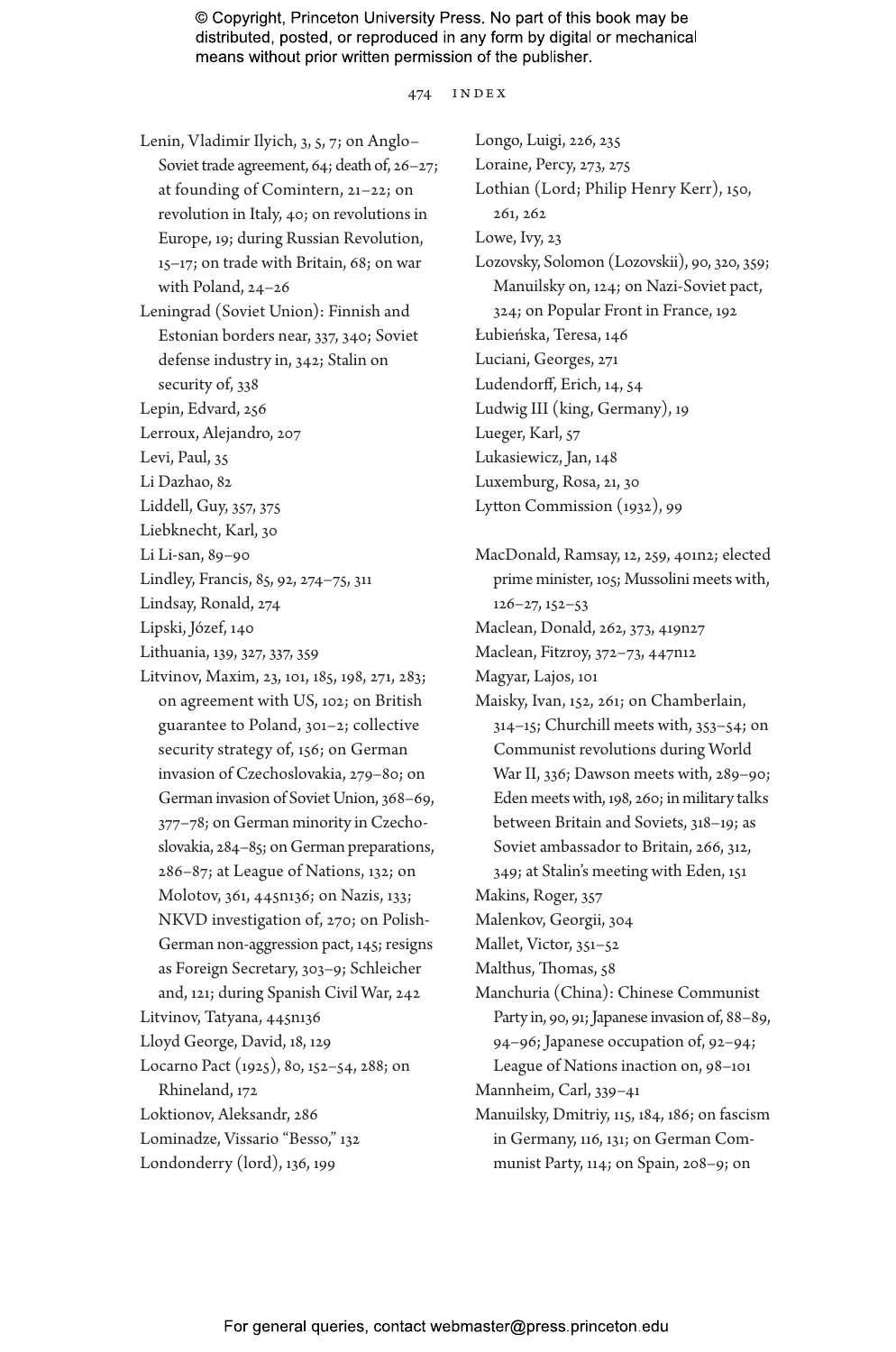Lenin, Vladimir Ilyich, 3, 5, 7; on Anglo–Soviet trade agreement, 64; death of, 26–27; at founding of Comintern, 21–22; on revolution in Italy, 40; on revolutions in Europe, 19; during Russian Revolution, 15–17; on trade with Britain, 68; on war with Poland, 24–26

Leningrad (Soviet Union): Finnish and Estonian borders near, 337, 340; Soviet defense industry in, 342; Stalin on security of, 338

Lepin, Edvard, 256

Lerroux, Alejandro, 207

Levi, Paul, 35

Li Dazhao, 82

Liddell, Guy, 357, 375

Liebknecht, Karl, 30

Li Li-san, 89–90

Lindley, Francis, 85, 92, 274–75, 311

Lindsay, Ronald, 274

Lipski, Józef, 140

Lithuania, 139, 327, 337, 359

Litvinov, Maxim, 23, 101, 185, 198, 271, 283; on agreement with US, 102; on British guarantee to Poland, 301–2; collective security strategy of, 156; on German invasion of Czechoslovakia, 279–80; on German invasion of Soviet Union, 368–69, 377–78; on German minority in Czechoslovakia, 284–85; on German preparations, 286–87; at League of Nations, 132; on Molotov, 361, 445n136; on Nazis, 133; NKVD investigation of, 270; on Polish-German non-aggression pact, 145; resigns as Foreign Secretary, 303–9; Schleicher and, 121; during Spanish Civil War, 242

Litvinov, Tatyana, 445n136

Lloyd George, David, 18, 129

Locarno Pact (1925), 80, 152–54, 288; on Rhineland, 172

Loktionov, Aleksandr, 286

Lominadze, Vissario "Besso," 132

Londonderry (lord), 136, 199

Longo, Luigi, 226, 235

Loraine, Percy, 273, 275

Lothian (Lord; Philip Henry Kerr), 150, 261, 262

Lowe, Ivy, 23

Lozovsky, Solomon (Lozovskii), 90, 320, 359; Manuilsky on, 124; on Nazi-Soviet pact, 324; on Popular Front in France, 192

Łubieńska, Teresa, 146

Luciani, Georges, 271

Ludendorff, Erich, 14, 54

Ludwig III (king, Germany), 19

Lueger, Karl, 57

Lukasiewicz, Jan, 148

Luxemburg, Rosa, 21, 30

Lytton Commission (1932), 99

MacDonald, Ramsay, 12, 259, 401n2; elected prime minister, 105; Mussolini meets with, 126–27, 152–53

Maclean, Donald, 262, 373, 419n27

Maclean, Fitzroy, 372–73, 447n12

Magyar, Lajos, 101

Maisky, Ivan, 152, 261; on Chamberlain, 314–15; Churchill meets with, 353–54; on Communist revolutions during World War II, 336; Dawson meets with, 289–90; Eden meets with, 198, 260; in military talks between Britain and Soviets, 318–19; as Soviet ambassador to Britain, 266, 312, 349; at Stalin's meeting with Eden, 151

Makins, Roger, 357

Malenkov, Georgii, 304

Mallet, Victor, 351–52

Malthus, Thomas, 58

Manchuria (China): Chinese Communist Party in, 90, 91; Japanese invasion of, 88–89, 94–96; Japanese occupation of, 92–94; League of Nations inaction on, 98–101

Mannheim, Carl, 339–41

Manuilsky, Dmitriy, 115, 184, 186; on fascism in Germany, 116, 131; on German Communist Party, 114; on Spain, 208–9; on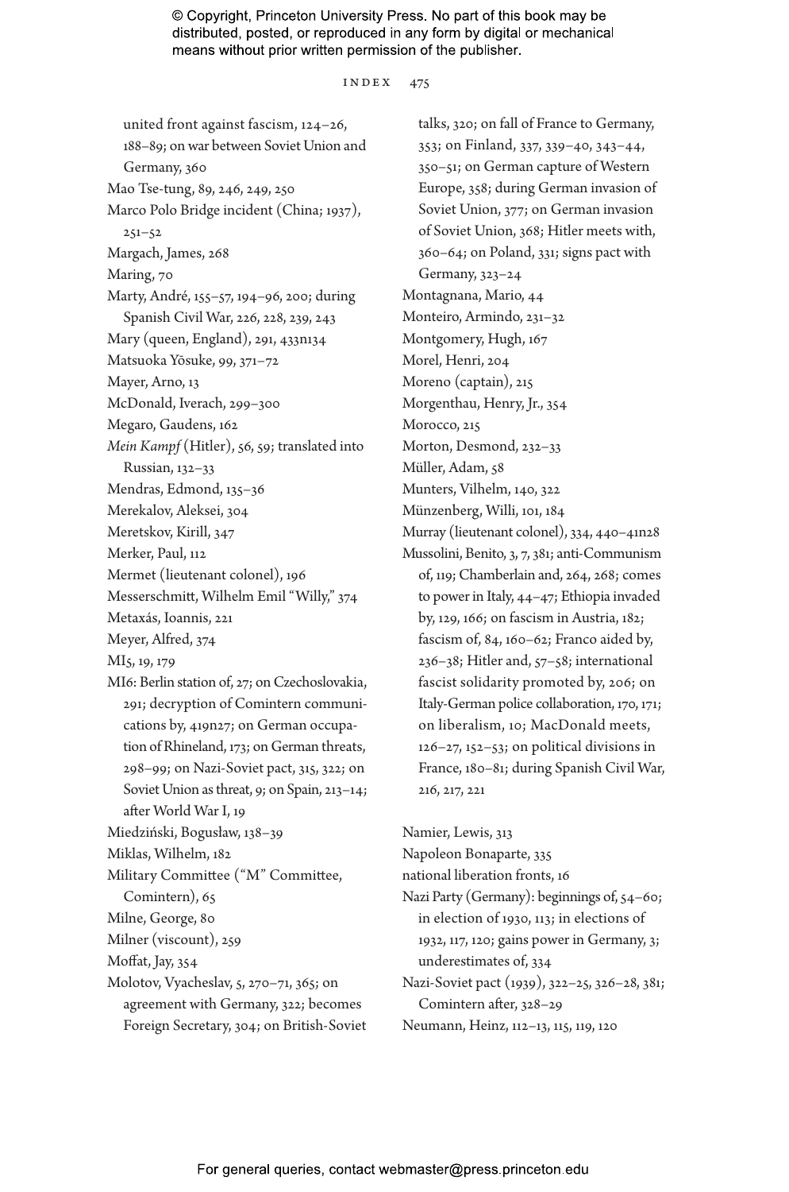united front against fascism, 124–26, 188–89; on war between Soviet Union and Germany, 360

Mao Tse-tung, 89, 246, 249, 250

Marco Polo Bridge incident (China; 1937), 251–52

Margach, James, 268

Maring, 70

Marty, André, 155–57, 194–96, 200; during Spanish Civil War, 226, 228, 239, 243

Mary (queen, England), 291, 433n134

Matsuoka Yōsuke, 99, 371–72

Mayer, Arno, 13

McDonald, Iverach, 299–300

Megaro, Gaudens, 162

*Mein Kampf* (Hitler), 56, 59; translated into Russian, 132–33

Mendras, Edmond, 135–36

Merekalov, Aleksei, 304

Meretskov, Kirill, 347

Merker, Paul, 112

Mermet (lieutenant colonel), 196

Messerschmitt, Wilhelm Emil "Willy," 374

Metaxás, Ioannis, 221

Meyer, Alfred, 374

MI5, 19, 179

MI6: Berlin station of, 27; on Czechoslovakia, 291; decryption of Comintern communications by, 419n27; on German occupation of Rhineland, 173; on German threats, 298–99; on Nazi-Soviet pact, 315, 322; on Soviet Union as threat, 9; on Spain, 213–14; after World War I, 19

Miedziński, Bogusław, 138–39

Miklas, Wilhelm, 182

Military Committee ("M" Committee, Comintern), 65

Milne, George, 80

Milner (viscount), 259

Moffat, Jay, 354

Molotov, Vyacheslav, 5, 270–71, 365; on agreement with Germany, 322; becomes Foreign Secretary, 304; on British-Soviet talks, 320; on fall of France to Germany, 353; on Finland, 337, 339–40, 343–44, 350–51; on German capture of Western Europe, 358; during German invasion of Soviet Union, 377; on German invasion of Soviet Union, 368; Hitler meets with, 360–64; on Poland, 331; signs pact with Germany, 323–24

Montagnana, Mario, 44

Monteiro, Armindo, 231–32

Montgomery, Hugh, 167

Morel, Henri, 204

Moreno (captain), 215

Morgenthau, Henry, Jr., 354

Morocco, 215

Morton, Desmond, 232–33

Müller, Adam, 58

Munters, Vilhelm, 140, 322

Münzenberg, Willi, 101, 184

Murray (lieutenant colonel), 334, 440–41n28

Mussolini, Benito, 3, 7, 381; anti-Communism of, 119; Chamberlain and, 264, 268; comes to power in Italy, 44–47; Ethiopia invaded by, 129, 166; on fascism in Austria, 182; fascism of, 84, 160–62; Franco aided by, 236–38; Hitler and, 57–58; international fascist solidarity promoted by, 206; on Italy-German police collaboration, 170, 171; on liberalism, 10; MacDonald meets, 126–27, 152–53; on political divisions in France, 180–81; during Spanish Civil War, 216, 217, 221

Namier, Lewis, 313

Napoleon Bonaparte, 335

national liberation fronts, 16

Nazi Party (Germany): beginnings of, 54–60; in election of 1930, 113; in elections of 1932, 117, 120; gains power in Germany, 3; underestimates of, 334

Nazi-Soviet pact (1939), 322–25, 326–28, 381; Comintern after, 328–29

Neumann, Heinz, 112–13, 115, 119, 120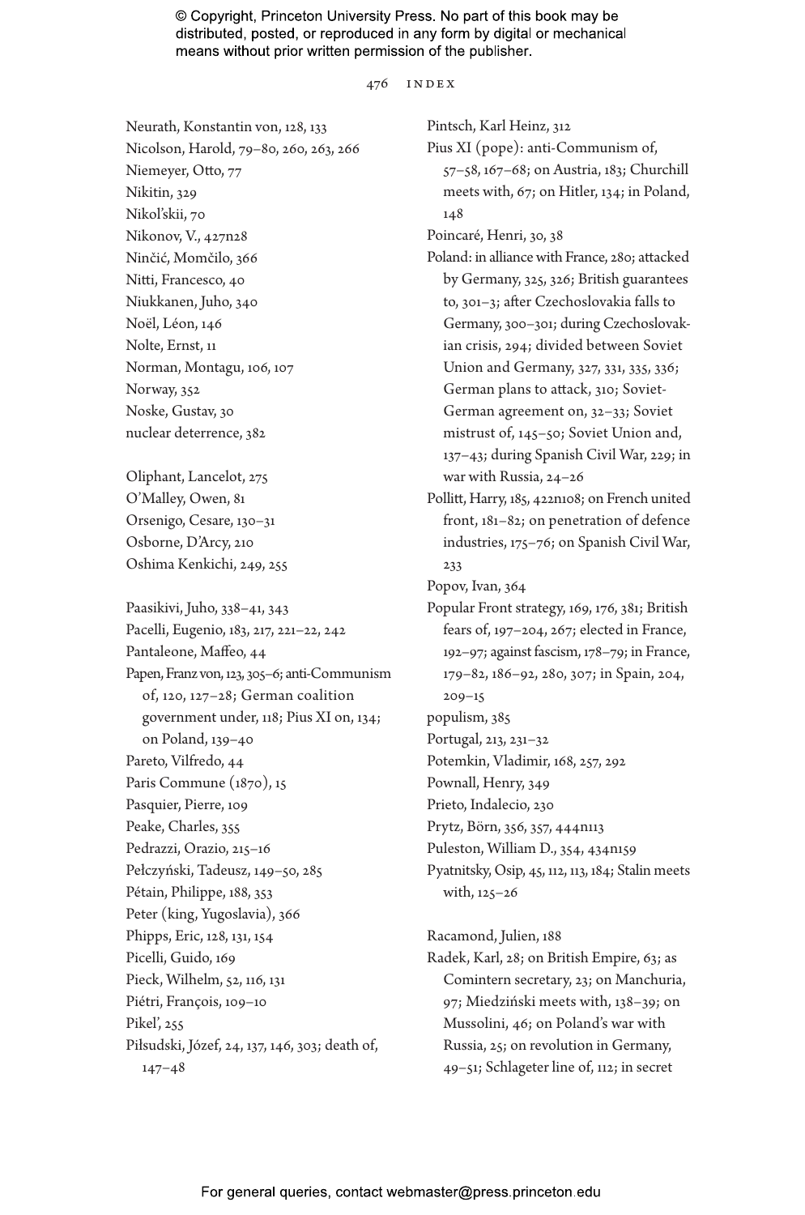Neurath, Konstantin von, 128, 133
Nicolson, Harold, 79–80, 260, 263, 266
Niemeyer, Otto, 77
Nikitin, 329
Nikol'skii, 70
Nikonov, V., 427n28
Ninčić, Momčilo, 366
Nitti, Francesco, 40
Niukkanen, Juho, 340
Noël, Léon, 146
Nolte, Ernst, 11
Norman, Montagu, 106, 107
Norway, 352
Noske, Gustav, 30
nuclear deterrence, 382

Oliphant, Lancelot, 275
O'Malley, Owen, 81
Orsenigo, Cesare, 130–31
Osborne, D'Arcy, 210
Oshima Kenkichi, 249, 255

Paasikivi, Juho, 338–41, 343
Pacelli, Eugenio, 183, 217, 221–22, 242
Pantaleone, Maffeo, 44
Papen, Franz von, 123, 305–6; anti-Communism of, 120, 127–28; German coalition government under, 118; Pius XI on, 134; on Poland, 139–40
Pareto, Vilfredo, 44
Paris Commune (1870), 15
Pasquier, Pierre, 109
Peake, Charles, 355
Pedrazzi, Orazio, 215–16
Pełczyński, Tadeusz, 149–50, 285
Pétain, Philippe, 188, 353
Peter (king, Yugoslavia), 366
Phipps, Eric, 128, 131, 154
Picelli, Guido, 169
Pieck, Wilhelm, 52, 116, 131
Piétri, François, 109–10
Pikel', 255
Piłsudski, Józef, 24, 137, 146, 303; death of, 147–48
Pintsch, Karl Heinz, 312
Pius XI (pope): anti-Communism of, 57–58, 167–68; on Austria, 183; Churchill meets with, 67; on Hitler, 134; in Poland, 148
Poincaré, Henri, 30, 38
Poland: in alliance with France, 280; attacked by Germany, 325, 326; British guarantees to, 301–3; after Czechoslovakia falls to Germany, 300–301; during Czechoslovakian crisis, 294; divided between Soviet Union and Germany, 327, 331, 335, 336; German plans to attack, 310; Soviet-German agreement on, 32–33; Soviet mistrust of, 145–50; Soviet Union and, 137–43; during Spanish Civil War, 229; in war with Russia, 24–26
Pollitt, Harry, 185, 422n108; on French united front, 181–82; on penetration of defence industries, 175–76; on Spanish Civil War, 233
Popov, Ivan, 364
Popular Front strategy, 169, 176, 381; British fears of, 197–204, 267; elected in France, 192–97; against fascism, 178–79; in France, 179–82, 186–92, 280, 307; in Spain, 204, 209–15
populism, 385
Portugal, 213, 231–32
Potemkin, Vladimir, 168, 257, 292
Pownall, Henry, 349
Prieto, Indalecio, 230
Prytz, Börn, 356, 357, 444n113
Puleston, William D., 354, 434n159
Pyatnitsky, Osip, 45, 112, 113, 184; Stalin meets with, 125–26

Racamond, Julien, 188
Radek, Karl, 28; on British Empire, 63; as Comintern secretary, 23; on Manchuria, 97; Miedziński meets with, 138–39; on Mussolini, 46; on Poland's war with Russia, 25; on revolution in Germany, 49–51; Schlageter line of, 112; in secret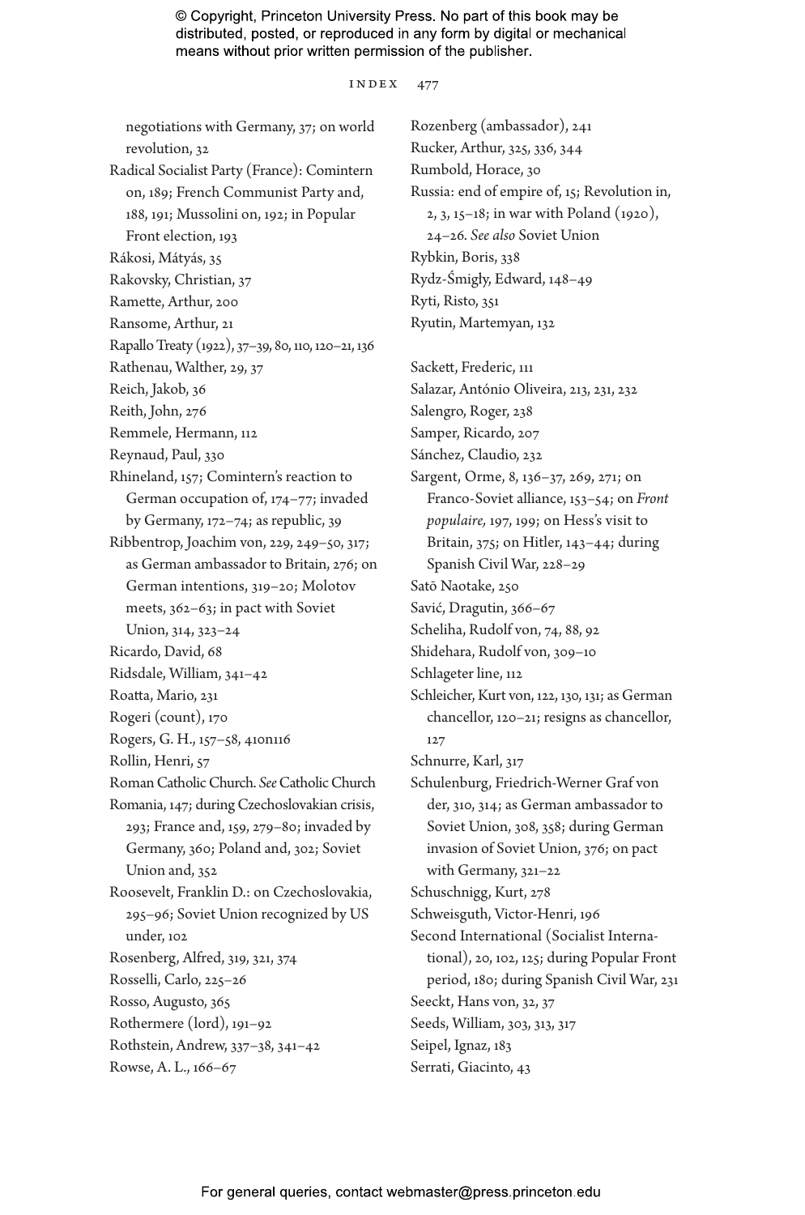negotiations with Germany, 37; on world revolution, 32

Radical Socialist Party (France): Comintern on, 189; French Communist Party and, 188, 191; Mussolini on, 192; in Popular Front election, 193

Rákosi, Mátyás, 35

Rakovsky, Christian, 37

Ramette, Arthur, 200

Ransome, Arthur, 21

Rapallo Treaty (1922), 37–39, 80, 110, 120–21, 136

Rathenau, Walther, 29, 37

Reich, Jakob, 36

Reith, John, 276

Remmele, Hermann, 112

Reynaud, Paul, 330

Rhineland, 157; Comintern's reaction to German occupation of, 174–77; invaded by Germany, 172–74; as republic, 39

Ribbentrop, Joachim von, 229, 249–50, 317; as German ambassador to Britain, 276; on German intentions, 319–20; Molotov meets, 362–63; in pact with Soviet Union, 314, 323–24

Ricardo, David, 68

Ridsdale, William, 341–42

Roatta, Mario, 231

Rogeri (count), 170

Rogers, G. H., 157–58, 410n116

Rollin, Henri, 57

Roman Catholic Church. *See* Catholic Church

Romania, 147; during Czechoslovakian crisis, 293; France and, 159, 279–80; invaded by Germany, 360; Poland and, 302; Soviet Union and, 352

Roosevelt, Franklin D.: on Czechoslovakia, 295–96; Soviet Union recognized by US under, 102

Rosenberg, Alfred, 319, 321, 374

Rosselli, Carlo, 225–26

Rosso, Augusto, 365

Rothermere (lord), 191–92

Rothstein, Andrew, 337–38, 341–42

Rowse, A. L., 166–67

Rozenberg (ambassador), 241

Rucker, Arthur, 325, 336, 344

Rumbold, Horace, 30

Russia: end of empire of, 15; Revolution in, 2, 3, 15–18; in war with Poland (1920), 24–26. *See also* Soviet Union

Rybkin, Boris, 338

Rydz-Śmigły, Edward, 148–49

Ryti, Risto, 351

Ryutin, Martemyan, 132

Sackett, Frederic, 111

Salazar, António Oliveira, 213, 231, 232

Salengro, Roger, 238

Samper, Ricardo, 207

Sánchez, Claudio, 232

Sargent, Orme, 8, 136–37, 269, 271; on Franco-Soviet alliance, 153–54; on *Front populaire,* 197, 199; on Hess's visit to Britain, 375; on Hitler, 143–44; during Spanish Civil War, 228–29

Satō Naotake, 250

Savić, Dragutin, 366–67

Scheliha, Rudolf von, 74, 88, 92

Shidehara, Rudolf von, 309–10

Schlageter line, 112

Schleicher, Kurt von, 122, 130, 131; as German chancellor, 120–21; resigns as chancellor, 127

Schnurre, Karl, 317

Schulenburg, Friedrich-Werner Graf von der, 310, 314; as German ambassador to Soviet Union, 308, 358; during German invasion of Soviet Union, 376; on pact with Germany, 321–22

Schuschnigg, Kurt, 278

Schweisguth, Victor-Henri, 196

Second International (Socialist International), 20, 102, 125; during Popular Front period, 180; during Spanish Civil War, 231

Seeckt, Hans von, 32, 37

Seeds, William, 303, 313, 317

Seipel, Ignaz, 183

Serrati, Giacinto, 43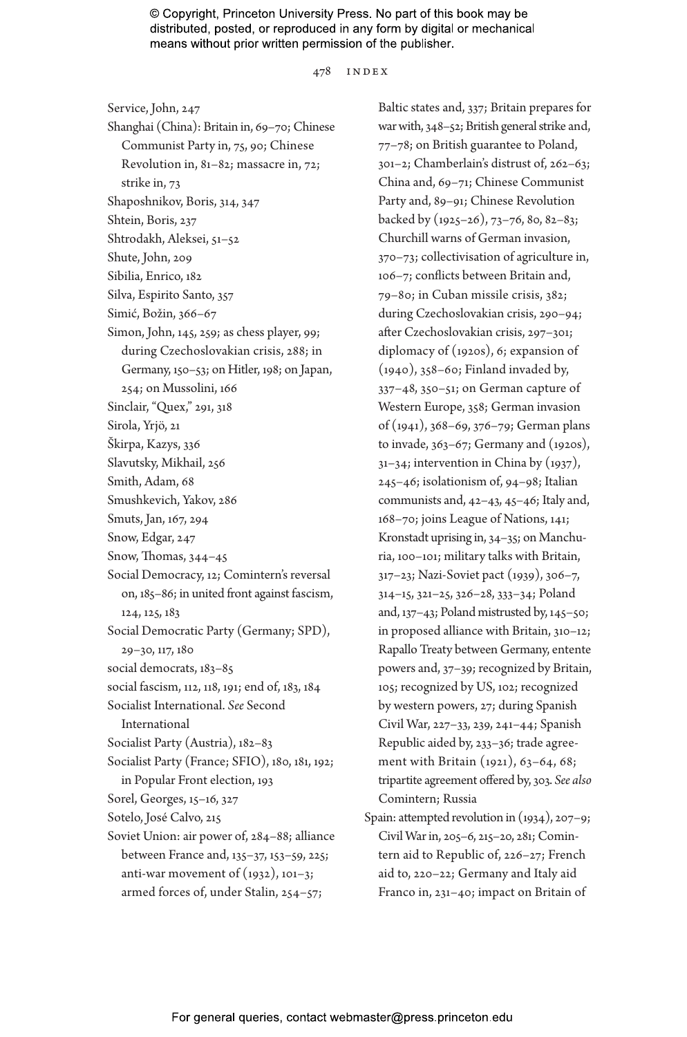Service, John, 247

Shanghai (China): Britain in, 69–70; Chinese Communist Party in, 75, 90; Chinese Revolution in, 81–82; massacre in, 72; strike in, 73

Shaposhnikov, Boris, 314, 347

Shtein, Boris, 237

Shtrodakh, Aleksei, 51–52

Shute, John, 209

Sibilia, Enrico, 182

Silva, Espirito Santo, 357

Simić, Božin, 366–67

Simon, John, 145, 259; as chess player, 99; during Czechoslovakian crisis, 288; in Germany, 150–53; on Hitler, 198; on Japan, 254; on Mussolini, 166

Sinclair, "Quex," 291, 318

Sirola, Yrjö, 21

Škirpa, Kazys, 336

Slavutsky, Mikhail, 256

Smith, Adam, 68

Smushkevich, Yakov, 286

Smuts, Jan, 167, 294

Snow, Edgar, 247

Snow, Thomas, 344–45

Social Democracy, 12; Comintern's reversal on, 185–86; in united front against fascism, 124, 125, 183

Social Democratic Party (Germany; SPD), 29–30, 117, 180

social democrats, 183–85

social fascism, 112, 118, 191; end of, 183, 184

Socialist International. *See* Second International

Socialist Party (Austria), 182–83

Socialist Party (France; SFIO), 180, 181, 192; in Popular Front election, 193

Sorel, Georges, 15–16, 327

Sotelo, José Calvo, 215

Soviet Union: air power of, 284–88; alliance between France and, 135–37, 153–59, 225; anti-war movement of (1932), 101–3; armed forces of, under Stalin, 254–57; Baltic states and, 337; Britain prepares for war with, 348–52; British general strike and, 77–78; on British guarantee to Poland, 301–2; Chamberlain's distrust of, 262–63; China and, 69–71; Chinese Communist Party and, 89–91; Chinese Revolution backed by (1925–26), 73–76, 80, 82–83; Churchill warns of German invasion, 370–73; collectivisation of agriculture in, 106–7; conflicts between Britain and, 79–80; in Cuban missile crisis, 382; during Czechoslovakian crisis, 290–94; after Czechoslovakian crisis, 297–301; diplomacy of (1920s), 6; expansion of (1940), 358–60; Finland invaded by, 337–48, 350–51; on German capture of Western Europe, 358; German invasion of (1941), 368–69, 376–79; German plans to invade, 363–67; Germany and (1920s), 31–34; intervention in China by (1937), 245–46; isolationism of, 94–98; Italian communists and, 42–43, 45–46; Italy and, 168–70; joins League of Nations, 141; Kronstadt uprising in, 34–35; on Manchuria, 100–101; military talks with Britain, 317–23; Nazi-Soviet pact (1939), 306–7, 314–15, 321–25, 326–28, 333–34; Poland and, 137–43; Poland mistrusted by, 145–50; in proposed alliance with Britain, 310–12; Rapallo Treaty between Germany, entente powers and, 37–39; recognized by Britain, 105; recognized by US, 102; recognized by western powers, 27; during Spanish Civil War, 227–33, 239, 241–44; Spanish Republic aided by, 233–36; trade agreement with Britain (1921), 63–64, 68; tripartite agreement offered by, 303. *See also* Comintern; Russia

Spain: attempted revolution in (1934), 207–9; Civil War in, 205–6, 215–20, 281; Comintern aid to Republic of, 226–27; French aid to, 220–22; Germany and Italy aid Franco in, 231–40; impact on Britain of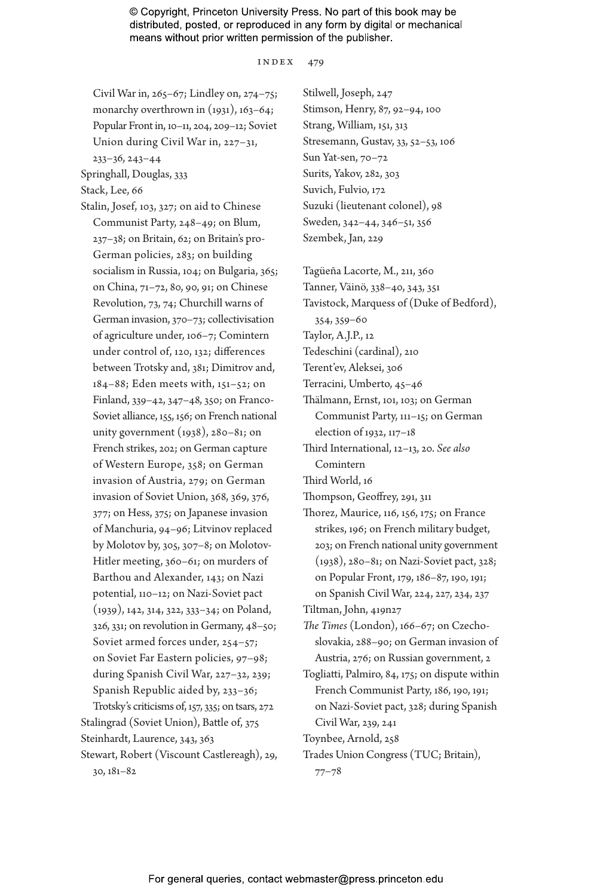Civil War in, 265–67; Lindley on, 274–75; monarchy overthrown in (1931), 163–64; Popular Front in, 10–11, 204, 209–12; Soviet Union during Civil War in, 227–31, 233–36, 243–44

Springhall, Douglas, 333

Stack, Lee, 66

Stalin, Josef, 103, 327; on aid to Chinese Communist Party, 248–49; on Blum, 237–38; on Britain, 62; on Britain's pro-German policies, 283; on building socialism in Russia, 104; on Bulgaria, 365; on China, 71–72, 80, 90, 91; on Chinese Revolution, 73, 74; Churchill warns of German invasion, 370–73; collectivisation of agriculture under, 106–7; Comintern under control of, 120, 132; differences between Trotsky and, 381; Dimitrov and, 184–88; Eden meets with, 151–52; on Finland, 339–42, 347–48, 350; on Franco-Soviet alliance, 155, 156; on French national unity government (1938), 280–81; on French strikes, 202; on German capture of Western Europe, 358; on German invasion of Austria, 279; on German invasion of Soviet Union, 368, 369, 376, 377; on Hess, 375; on Japanese invasion of Manchuria, 94–96; Litvinov replaced by Molotov by, 305, 307–8; on Molotov-Hitler meeting, 360–61; on murders of Barthou and Alexander, 143; on Nazi potential, 110–12; on Nazi-Soviet pact (1939), 142, 314, 322, 333–34; on Poland, 326, 331; on revolution in Germany, 48–50; Soviet armed forces under, 254–57; on Soviet Far Eastern policies, 97–98; during Spanish Civil War, 227–32, 239; Spanish Republic aided by, 233–36; Trotsky's criticisms of, 157, 335; on tsars, 272

Stalingrad (Soviet Union), Battle of, 375

Steinhardt, Laurence, 343, 363

Stewart, Robert (Viscount Castlereagh), 29, 30, 181–82

Stilwell, Joseph, 247

Stimson, Henry, 87, 92–94, 100

Strang, William, 151, 313

Stresemann, Gustav, 33, 52–53, 106

Sun Yat-sen, 70–72

Surits, Yakov, 282, 303

Suvich, Fulvio, 172

Suzuki (lieutenant colonel), 98

Sweden, 342–44, 346–51, 356

Szembek, Jan, 229

Tagüeña Lacorte, M., 211, 360

Tanner, Väinö, 338–40, 343, 351

Tavistock, Marquess of (Duke of Bedford), 354, 359–60

Taylor, A.J.P., 12

Tedeschini (cardinal), 210

Terent'ev, Aleksei, 306

Terracini, Umberto, 45–46

Thälmann, Ernst, 101, 103; on German Communist Party, 111–15; on German election of 1932, 117–18

Third International, 12–13, 20. *See also* Comintern

Third World, 16

Thompson, Geoffrey, 291, 311

Thorez, Maurice, 116, 156, 175; on France strikes, 196; on French military budget, 203; on French national unity government (1938), 280–81; on Nazi-Soviet pact, 328; on Popular Front, 179, 186–87, 190, 191; on Spanish Civil War, 224, 227, 234, 237

Tiltman, John, 419n27

*The Times* (London), 166–67; on Czechoslovakia, 288–90; on German invasion of Austria, 276; on Russian government, 2

Togliatti, Palmiro, 84, 175; on dispute within French Communist Party, 186, 190, 191; on Nazi-Soviet pact, 328; during Spanish Civil War, 239, 241

Toynbee, Arnold, 258

Trades Union Congress (TUC; Britain), 77–78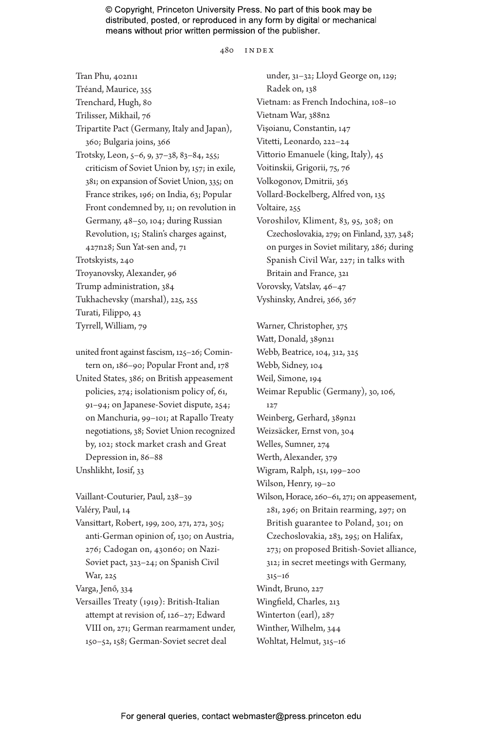Tran Phu, 402n11
Tréand, Maurice, 355
Trenchard, Hugh, 80
Trilisser, Mikhail, 76
Tripartite Pact (Germany, Italy and Japan), 360; Bulgaria joins, 366
Trotsky, Leon, 5–6, 9, 37–38, 83–84, 255; criticism of Soviet Union by, 157; in exile, 381; on expansion of Soviet Union, 335; on France strikes, 196; on India, 63; Popular Front condemned by, 11; on revolution in Germany, 48–50, 104; during Russian Revolution, 15; Stalin's charges against, 427n28; Sun Yat-sen and, 71
Trotskyists, 240
Troyanovsky, Alexander, 96
Trump administration, 384
Tukhachevsky (marshal), 225, 255
Turati, Filippo, 43
Tyrrell, William, 79

united front against fascism, 125–26; Comintern on, 186–90; Popular Front and, 178
United States, 386; on British appeasement policies, 274; isolationism policy of, 61, 91–94; on Japanese-Soviet dispute, 254; on Manchuria, 99–101; at Rapallo Treaty negotiations, 38; Soviet Union recognized by, 102; stock market crash and Great Depression in, 86–88
Unshlikht, Iosif, 33

Vaillant-Couturier, Paul, 238–39
Valéry, Paul, 14
Vansittart, Robert, 199, 200, 271, 272, 305; anti-German opinion of, 130; on Austria, 276; Cadogan on, 430n60; on Nazi-Soviet pact, 323–24; on Spanish Civil War, 225
Varga, Jenő, 334
Versailles Treaty (1919): British-Italian attempt at revision of, 126–27; Edward VIII on, 271; German rearmament under, 150–52, 158; German-Soviet secret deal under, 31–32; Lloyd George on, 129; Radek on, 138
Vietnam: as French Indochina, 108–10
Vietnam War, 388n2
Vişoianu, Constantin, 147
Vitetti, Leonardo, 222–24
Vittorio Emanuele (king, Italy), 45
Voitinskii, Grigorii, 75, 76
Volkogonov, Dmitrii, 363
Vollard-Bockelberg, Alfred von, 135
Voltaire, 255
Voroshilov, Kliment, 83, 95, 308; on Czechoslovakia, 279; on Finland, 337, 348; on purges in Soviet military, 286; during Spanish Civil War, 227; in talks with Britain and France, 321
Vorovsky, Vatslav, 46–47
Vyshinsky, Andrei, 366, 367

Warner, Christopher, 375
Watt, Donald, 389n21
Webb, Beatrice, 104, 312, 325
Webb, Sidney, 104
Weil, Simone, 194
Weimar Republic (Germany), 30, 106, 127
Weinberg, Gerhard, 389n21
Weizsäcker, Ernst von, 304
Welles, Sumner, 274
Werth, Alexander, 379
Wigram, Ralph, 151, 199–200
Wilson, Henry, 19–20
Wilson, Horace, 260–61, 271; on appeasement, 281, 296; on Britain rearming, 297; on British guarantee to Poland, 301; on Czechoslovakia, 283, 295; on Halifax, 273; on proposed British-Soviet alliance, 312; in secret meetings with Germany, 315–16
Windt, Bruno, 227
Wingfield, Charles, 213
Winterton (earl), 287
Winther, Wilhelm, 344
Wohltat, Helmut, 315–16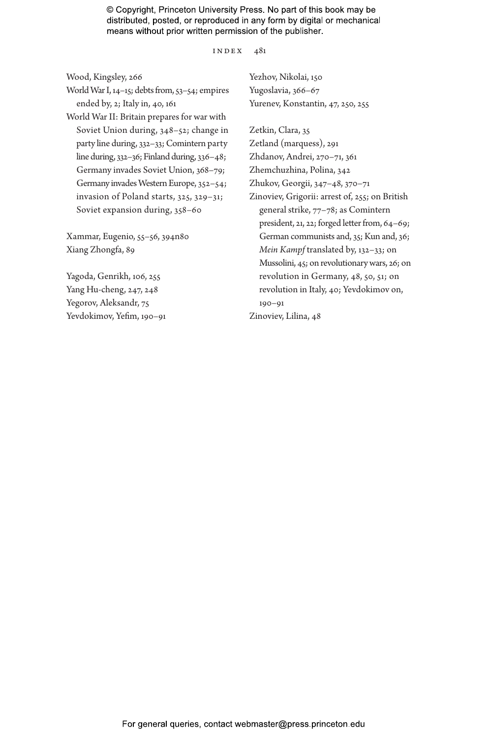Wood, Kingsley, 266
World War I, 14–15; debts from, 53–54; empires ended by, 2; Italy in, 40, 161
World War II: Britain prepares for war with Soviet Union during, 348–52; change in party line during, 332–33; Comintern party line during, 332–36; Finland during, 336–48; Germany invades Soviet Union, 368–79; Germany invades Western Europe, 352–54; invasion of Poland starts, 325, 329–31; Soviet expansion during, 358–60

Xammar, Eugenio, 55–56, 394n80
Xiang Zhongfa, 89

Yagoda, Genrikh, 106, 255
Yang Hu-cheng, 247, 248
Yegorov, Aleksandr, 75
Yevdokimov, Yefim, 190–91
Yezhov, Nikolai, 150
Yugoslavia, 366–67
Yurenev, Konstantin, 47, 250, 255

Zetkin, Clara, 35
Zetland (marquess), 291
Zhdanov, Andrei, 270–71, 361
Zhemchuzhina, Polina, 342
Zhukov, Georgii, 347–48, 370–71
Zinoviev, Grigorii: arrest of, 255; on British general strike, 77–78; as Comintern president, 21, 22; forged letter from, 64–69; German communists and, 35; Kun and, 36; *Mein Kampf* translated by, 132–33; on Mussolini, 45; on revolutionary wars, 26; on revolution in Germany, 48, 50, 51; on revolution in Italy, 40; Yevdokimov on, 190–91
Zinoviev, Lilina, 48